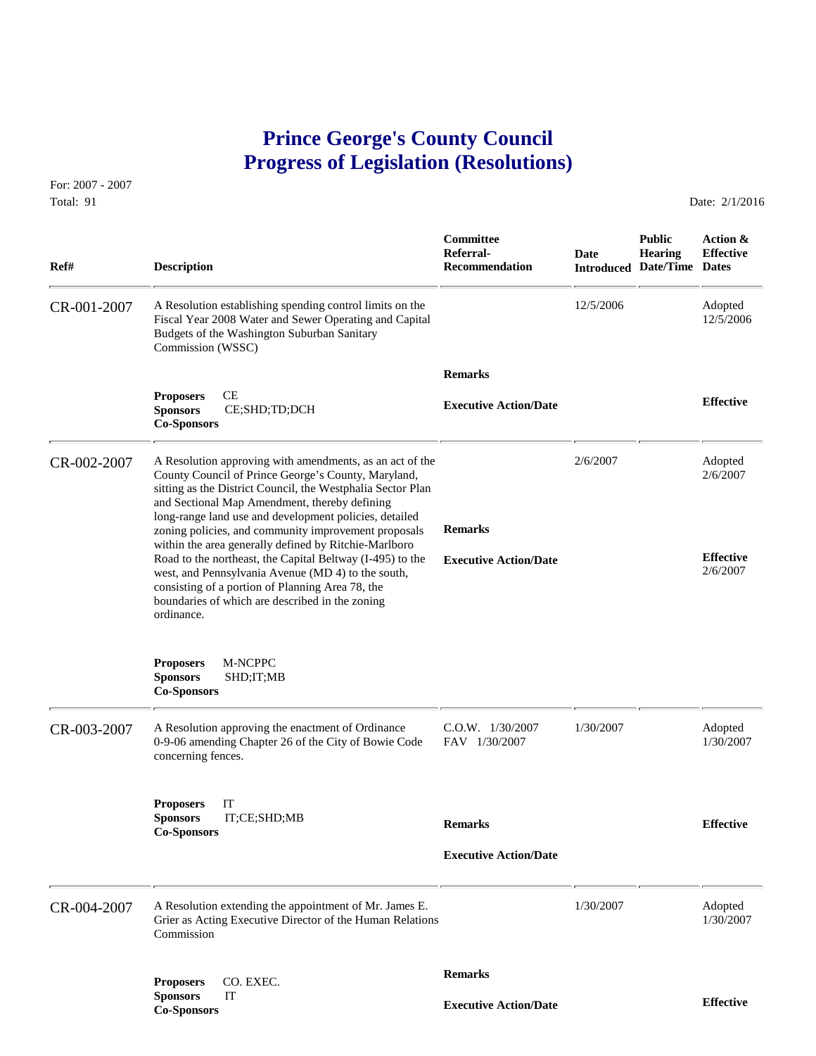# Prince George's County Council
# Progress of Legislation (Resolutions)

For: 2007 - 2007
Total: 91

Date: 2/1/2016

| Ref# | Description | Committee Referral-Recommendation | Date Introduced | Public Hearing Date/Time | Action & Effective Dates |
|---|---|---|---|---|---|
| CR-001-2007 | A Resolution establishing spending control limits on the Fiscal Year 2008 Water and Sewer Operating and Capital Budgets of the Washington Suburban Sanitary Commission (WSSC) | | 12/5/2006 | | Adopted 12/5/2006 |
| | **Proposers** CE<br>**Sponsors** CE;SHD;TD;DCH<br>**Co-Sponsors** | **Remarks**<br><br>**Executive Action/Date** | | | **Effective** |
| CR-002-2007 | A Resolution approving with amendments, as an act of the County Council of Prince George's County, Maryland, sitting as the District Council, the Westphalia Sector Plan and Sectional Map Amendment, thereby defining long-range land use and development policies, detailed zoning policies, and community improvement proposals within the area generally defined by Ritchie-Marlboro Road to the northeast, the Capital Beltway (I-495) to the west, and Pennsylvania Avenue (MD 4) to the south, consisting of a portion of Planning Area 78, the boundaries of which are described in the zoning ordinance. | **Remarks**<br><br>**Executive Action/Date** | 2/6/2007 | | Adopted 2/6/2007<br><br>**Effective** 2/6/2007 |
| | **Proposers** M-NCPPC<br>**Sponsors** SHD;IT;MB<br>**Co-Sponsors** | | | | |
| CR-003-2007 | A Resolution approving the enactment of Ordinance 0-9-06 amending Chapter 26 of the City of Bowie Code concerning fences. | C.O.W. 1/30/2007<br>FAV 1/30/2007 | 1/30/2007 | | Adopted 1/30/2007 |
| | **Proposers** IT<br>**Sponsors** IT;CE;SHD;MB<br>**Co-Sponsors** | **Remarks**<br><br>**Executive Action/Date** | | | **Effective** |
| CR-004-2007 | A Resolution extending the appointment of Mr. James E. Grier as Acting Executive Director of the Human Relations Commission | | 1/30/2007 | | Adopted 1/30/2007 |
| | **Proposers** CO. EXEC.<br>**Sponsors** IT<br>**Co-Sponsors** | **Remarks**<br><br>**Executive Action/Date** | | | **Effective** |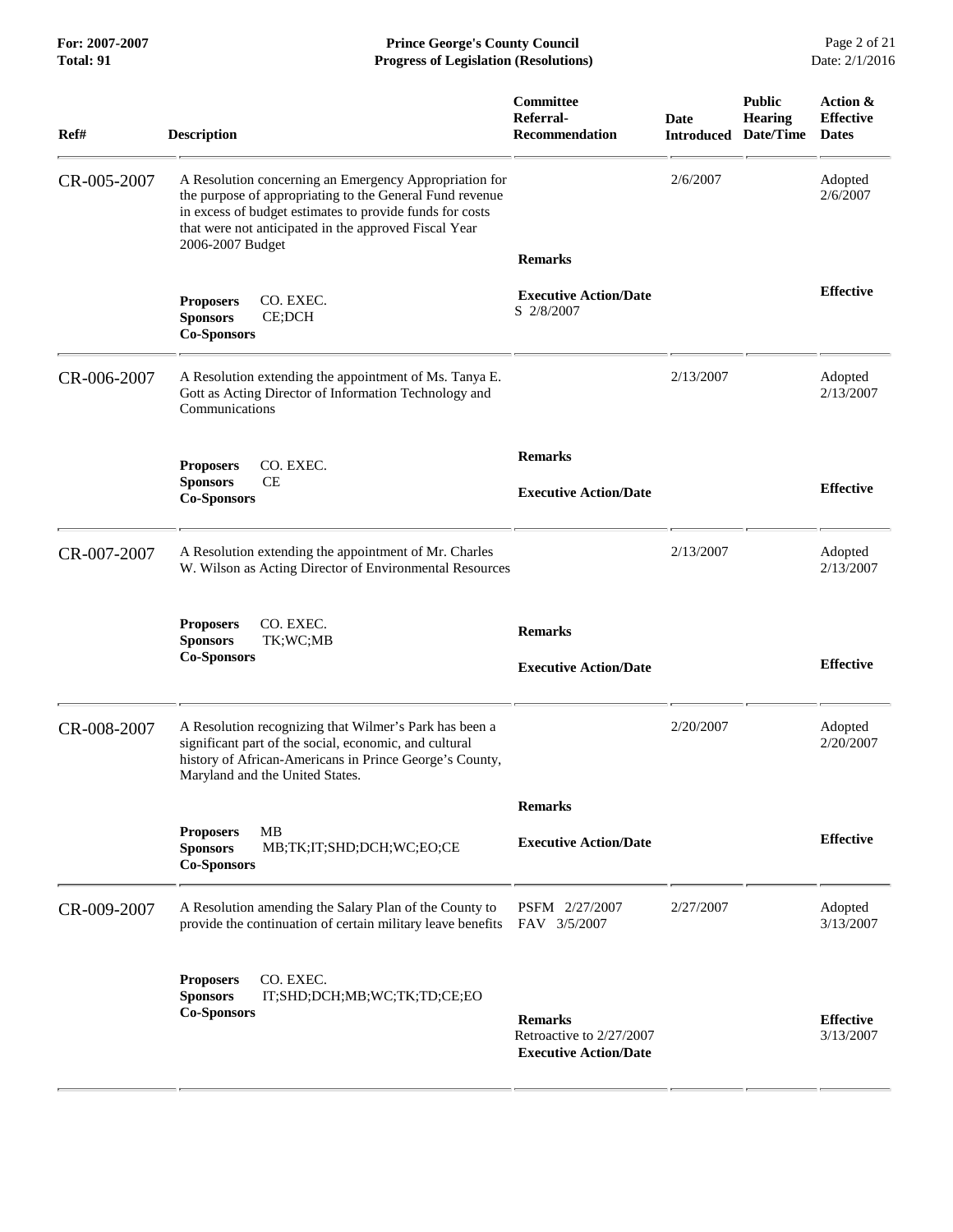| Ref# | Description | Committee Referral-Recommendation | Date Introduced | Public Hearing Date/Time | Action & Effective Dates |
|---|---|---|---|---|---|
| CR-005-2007 | A Resolution concerning an Emergency Appropriation for the purpose of appropriating to the General Fund revenue in excess of budget estimates to provide funds for costs that were not anticipated in the approved Fiscal Year 2006-2007 Budget | | 2/6/2007 | | Adopted 2/6/2007 |
| | **Proposers** CO. EXEC. **Sponsors** CE;DCH **Co-Sponsors** | **Remarks** **Executive Action/Date** S 2/8/2007 | | | **Effective** |
| CR-006-2007 | A Resolution extending the appointment of Ms. Tanya E. Gott as Acting Director of Information Technology and Communications | | 2/13/2007 | | Adopted 2/13/2007 |
| | **Proposers** CO. EXEC. **Sponsors** CE **Co-Sponsors** | **Remarks** **Executive Action/Date** | | | **Effective** |
| CR-007-2007 | A Resolution extending the appointment of Mr. Charles W. Wilson as Acting Director of Environmental Resources | | 2/13/2007 | | Adopted 2/13/2007 |
| | **Proposers** CO. EXEC. **Sponsors** TK;WC;MB **Co-Sponsors** | **Remarks** **Executive Action/Date** | | | **Effective** |
| CR-008-2007 | A Resolution recognizing that Wilmer's Park has been a significant part of the social, economic, and cultural history of African-Americans in Prince George's County, Maryland and the United States. | | 2/20/2007 | | Adopted 2/20/2007 |
| | **Proposers** MB **Sponsors** MB;TK;IT;SHD;DCH;WC;EO;CE **Co-Sponsors** | **Remarks** **Executive Action/Date** | | | **Effective** |
| CR-009-2007 | A Resolution amending the Salary Plan of the County to provide the continuation of certain military leave benefits | PSFM 2/27/2007 FAV 3/5/2007 | 2/27/2007 | | Adopted 3/13/2007 |
| | **Proposers** CO. EXEC. **Sponsors** IT;SHD;DCH;MB;WC;TK;TD;CE;EO **Co-Sponsors** | **Remarks** Retroactive to 2/27/2007 **Executive Action/Date** | | | **Effective** 3/13/2007 |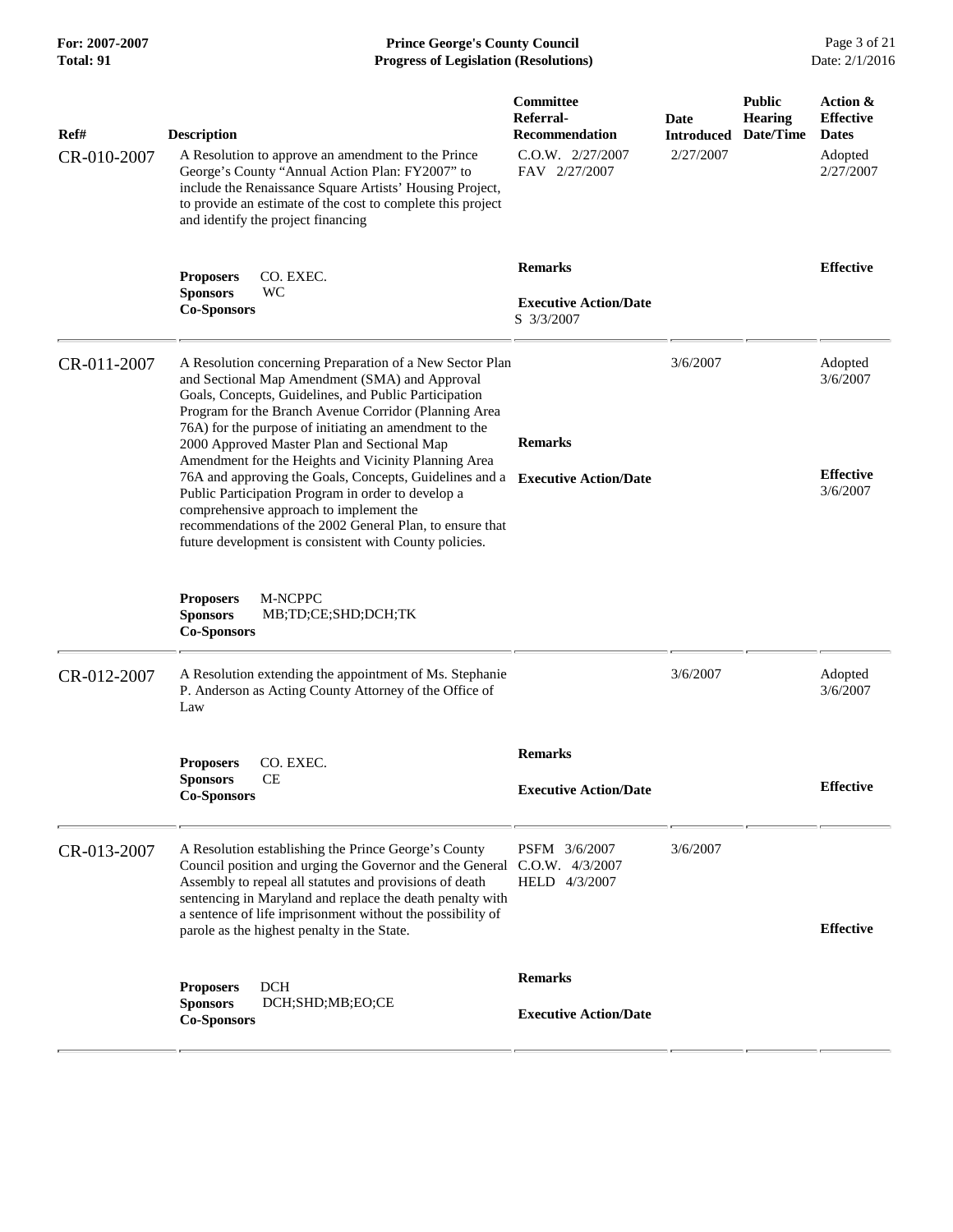| Ref# | Description | Committee Referral-Recommendation | Date Introduced | Public Hearing Date/Time | Action & Effective Dates |
|---|---|---|---|---|---|
| CR-010-2007 | A Resolution to approve an amendment to the Prince George's County "Annual Action Plan: FY2007" to include the Renaissance Square Artists' Housing Project, to provide an estimate of the cost to complete this project and identify the project financing | C.O.W. 2/27/2007<br>FAV 2/27/2007 | 2/27/2007 | | Adopted<br>2/27/2007 |
| | **Proposers** CO. EXEC.<br>**Sponsors** WC<br>**Co-Sponsors** | **Remarks**<br><br>**Executive Action/Date**<br>S 3/3/2007 | | | **Effective** |
| CR-011-2007 | A Resolution concerning Preparation of a New Sector Plan and Sectional Map Amendment (SMA) and Approval Goals, Concepts, Guidelines, and Public Participation Program for the Branch Avenue Corridor (Planning Area 76A) for the purpose of initiating an amendment to the 2000 Approved Master Plan and Sectional Map Amendment for the Heights and Vicinity Planning Area 76A and approving the Goals, Concepts, Guidelines and a Public Participation Program in order to develop a comprehensive approach to implement the recommendations of the 2002 General Plan, to ensure that future development is consistent with County policies. | **Remarks**<br><br>**Executive Action/Date** | 3/6/2007 | | Adopted<br>3/6/2007<br><br>**Effective**<br>3/6/2007 |
| | **Proposers** M-NCPPC<br>**Sponsors** MB;TD;CE;SHD;DCH;TK<br>**Co-Sponsors** | | | | |
| CR-012-2007 | A Resolution extending the appointment of Ms. Stephanie P. Anderson as Acting County Attorney of the Office of Law | | 3/6/2007 | | Adopted<br>3/6/2007 |
| | **Proposers** CO. EXEC.<br>**Sponsors** CE<br>**Co-Sponsors** | **Remarks**<br><br>**Executive Action/Date** | | | **Effective** |
| CR-013-2007 | A Resolution establishing the Prince George's County Council position and urging the Governor and the General Assembly to repeal all statutes and provisions of death sentencing in Maryland and replace the death penalty with a sentence of life imprisonment without the possibility of parole as the highest penalty in the State. | PSFM 3/6/2007<br>C.O.W. 4/3/2007<br>HELD 4/3/2007 | 3/6/2007 | | **Effective** |
| | **Proposers** DCH<br>**Sponsors** DCH;SHD;MB;EO;CE<br>**Co-Sponsors** | **Remarks**<br><br>**Executive Action/Date** | | | |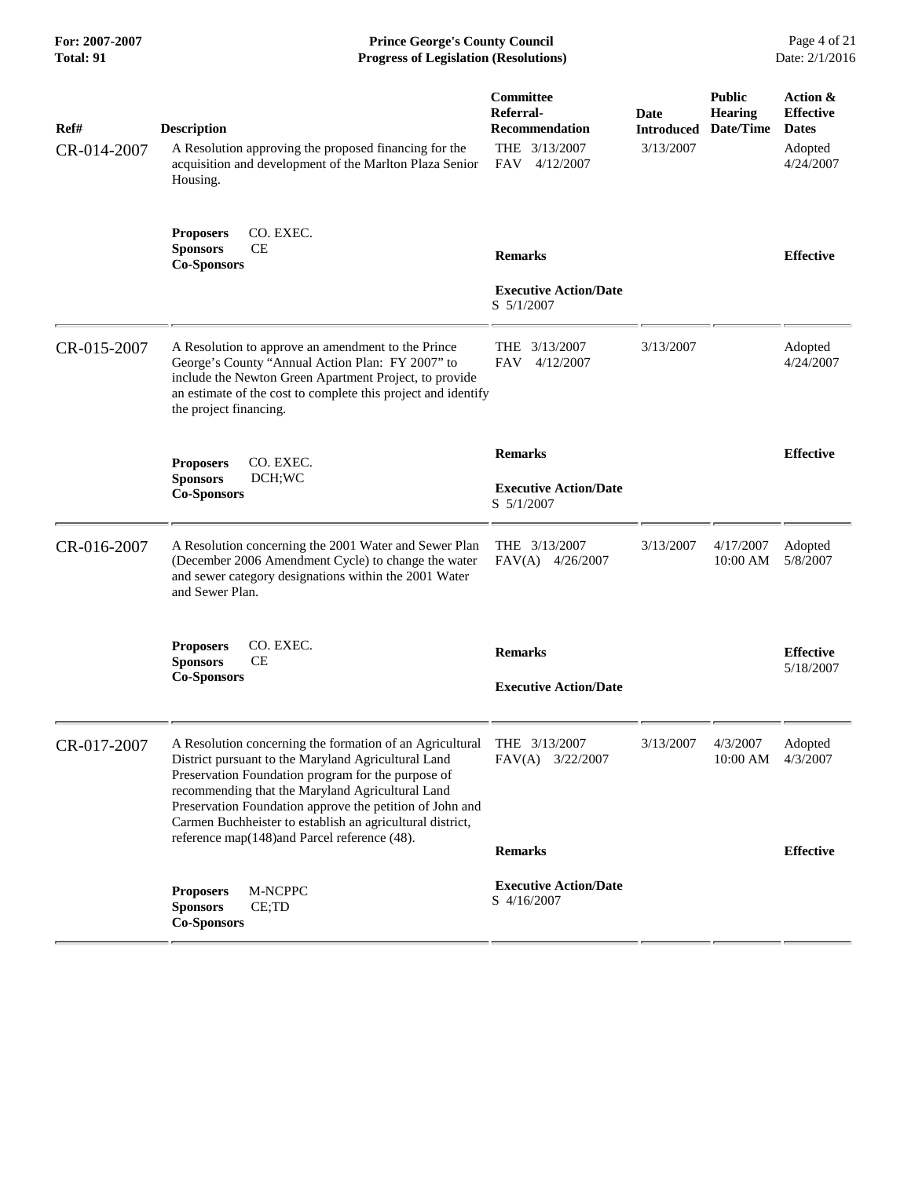| Ref# | Description | Committee Referral-Recommendation | Date Introduced | Public Hearing Date/Time | Action & Effective Dates |
|---|---|---|---|---|---|
| CR-014-2007 | A Resolution approving the proposed financing for the acquisition and development of the Marlton Plaza Senior Housing. | THE 3/13/2007<br>FAV 4/12/2007 | 3/13/2007 | | Adopted 4/24/2007 |
| | **Proposers** CO. EXEC.<br>**Sponsors** CE<br>**Co-Sponsors** | **Remarks**<br><br>**Executive Action/Date**<br>S 5/1/2007 | | | **Effective** |
| CR-015-2007 | A Resolution to approve an amendment to the Prince George's County "Annual Action Plan: FY 2007" to include the Newton Green Apartment Project, to provide an estimate of the cost to complete this project and identify the project financing. | THE 3/13/2007<br>FAV 4/12/2007 | 3/13/2007 | | Adopted 4/24/2007 |
| | **Proposers** CO. EXEC.<br>**Sponsors** DCH;WC<br>**Co-Sponsors** | **Remarks**<br><br>**Executive Action/Date**<br>S 5/1/2007 | | | **Effective** |
| CR-016-2007 | A Resolution concerning the 2001 Water and Sewer Plan (December 2006 Amendment Cycle) to change the water and sewer category designations within the 2001 Water and Sewer Plan. | THE 3/13/2007<br>FAV(A) 4/26/2007 | 3/13/2007 | 4/17/2007 10:00 AM | Adopted 5/8/2007 |
| | **Proposers** CO. EXEC.<br>**Sponsors** CE<br>**Co-Sponsors** | **Remarks**<br><br>**Executive Action/Date** | | | **Effective** 5/18/2007 |
| CR-017-2007 | A Resolution concerning the formation of an Agricultural District pursuant to the Maryland Agricultural Land Preservation Foundation program for the purpose of recommending that the Maryland Agricultural Land Preservation Foundation approve the petition of John and Carmen Buchheister to establish an agricultural district, reference map(148)and Parcel reference (48). | THE 3/13/2007<br>FAV(A) 3/22/2007 | 3/13/2007 | 4/3/2007 10:00 AM | Adopted 4/3/2007 |
| | **Proposers** M-NCPPC<br>**Sponsors** CE;TD<br>**Co-Sponsors** | **Remarks**<br><br>**Executive Action/Date**<br>S 4/16/2007 | | | **Effective** |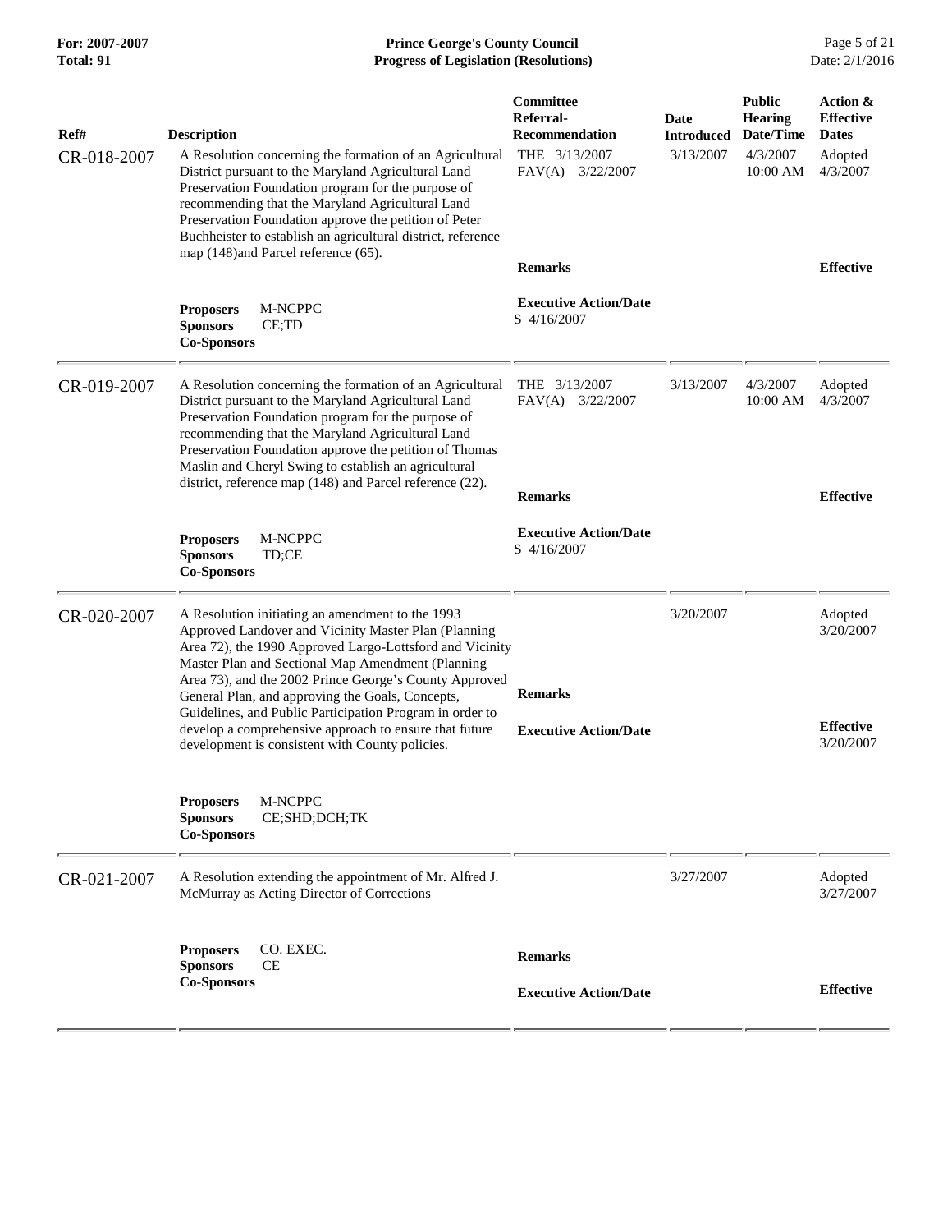| Ref# | Description | Committee Referral-Recommendation | Date Introduced | Public Hearing Date/Time | Action & Effective Dates |
|---|---|---|---|---|---|
| CR-018-2007 | A Resolution concerning the formation of an Agricultural District pursuant to the Maryland Agricultural Land Preservation Foundation program for the purpose of recommending that the Maryland Agricultural Land Preservation Foundation approve the petition of Peter Buchheister to establish an agricultural district, reference map (148)and Parcel reference (65).<br>**Proposers** M-NCPPC<br>**Sponsors** CE;TD<br>**Co-Sponsors** | THE 3/13/2007<br>FAV(A) 3/22/2007<br>**Remarks**<br>**Executive Action/Date**<br>S 4/16/2007 | 3/13/2007 | 4/3/2007<br>10:00 AM | Adopted<br>4/3/2007<br>**Effective** |
| CR-019-2007 | A Resolution concerning the formation of an Agricultural District pursuant to the Maryland Agricultural Land Preservation Foundation program for the purpose of recommending that the Maryland Agricultural Land Preservation Foundation approve the petition of Thomas Maslin and Cheryl Swing to establish an agricultural district, reference map (148) and Parcel reference (22).<br>**Proposers** M-NCPPC<br>**Sponsors** TD;CE<br>**Co-Sponsors** | THE 3/13/2007<br>FAV(A) 3/22/2007<br>**Remarks**<br>**Executive Action/Date**<br>S 4/16/2007 | 3/13/2007 | 4/3/2007<br>10:00 AM | Adopted<br>4/3/2007<br>**Effective** |
| CR-020-2007 | A Resolution initiating an amendment to the 1993 Approved Landover and Vicinity Master Plan (Planning Area 72), the 1990 Approved Largo-Lottsford and Vicinity Master Plan and Sectional Map Amendment (Planning Area 73), and the 2002 Prince George's County Approved General Plan, and approving the Goals, Concepts, Guidelines, and Public Participation Program in order to develop a comprehensive approach to ensure that future development is consistent with County policies.<br>**Proposers** M-NCPPC<br>**Sponsors** CE;SHD;DCH;TK<br>**Co-Sponsors** | **Remarks**<br>**Executive Action/Date** | 3/20/2007 | | Adopted<br>3/20/2007<br>**Effective**<br>3/20/2007 |
| CR-021-2007 | A Resolution extending the appointment of Mr. Alfred J. McMurray as Acting Director of Corrections<br>**Proposers** CO. EXEC.<br>**Sponsors** CE<br>**Co-Sponsors** | **Remarks**<br>**Executive Action/Date** | 3/27/2007 | | Adopted<br>3/27/2007<br>**Effective** |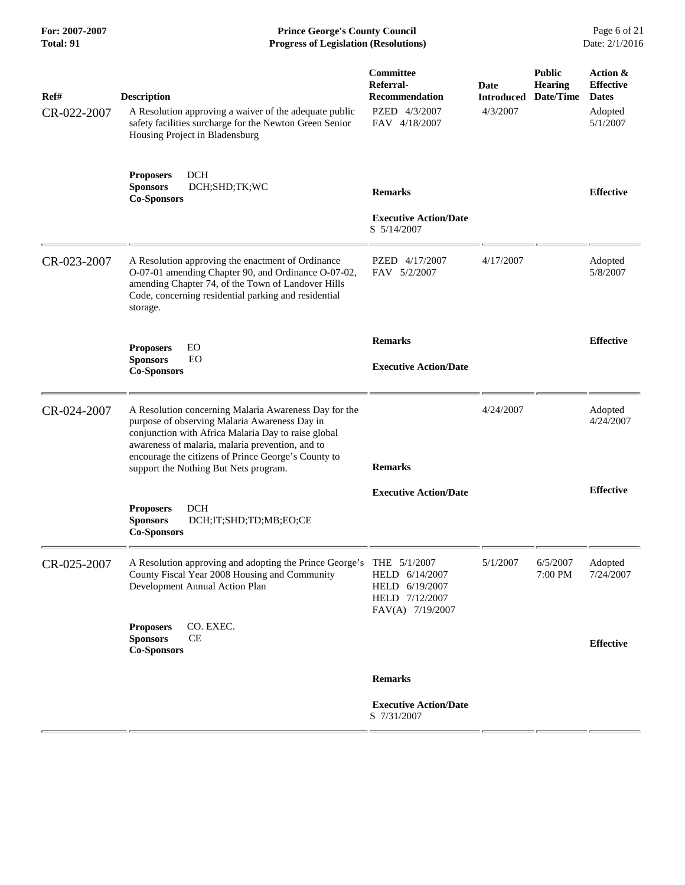| Ref# | Description | Committee Referral-Recommendation | Date Introduced | Public Hearing Date/Time | Action & Effective Dates |
|---|---|---|---|---|---|
| CR-022-2007 | A Resolution approving a waiver of the adequate public safety facilities surcharge for the Newton Green Senior Housing Project in Bladensburg | PZED 4/3/2007<br>FAV 4/18/2007 | 4/3/2007 | | Adopted 5/1/2007 |
| | **Proposers** DCH<br>**Sponsors** DCH;SHD;TK;WC<br>**Co-Sponsors** | **Remarks**<br><br>**Executive Action/Date**<br>S 5/14/2007 | | | **Effective** |
| CR-023-2007 | A Resolution approving the enactment of Ordinance O-07-01 amending Chapter 90, and Ordinance O-07-02, amending Chapter 74, of the Town of Landover Hills Code, concerning residential parking and residential storage. | PZED 4/17/2007<br>FAV 5/2/2007 | 4/17/2007 | | Adopted 5/8/2007 |
| | **Proposers** EO<br>**Sponsors** EO<br>**Co-Sponsors** | **Remarks**<br><br>**Executive Action/Date** | | | **Effective** |
| CR-024-2007 | A Resolution concerning Malaria Awareness Day for the purpose of observing Malaria Awareness Day in conjunction with Africa Malaria Day to raise global awareness of malaria, malaria prevention, and to encourage the citizens of Prince George's County to support the Nothing But Nets program. | | 4/24/2007 | | Adopted 4/24/2007 |
| | **Proposers** DCH<br>**Sponsors** DCH;IT;SHD;TD;MB;EO;CE<br>**Co-Sponsors** | **Remarks**<br><br>**Executive Action/Date** | | | **Effective** |
| CR-025-2007 | A Resolution approving and adopting the Prince George's County Fiscal Year 2008 Housing and Community Development Annual Action Plan | THE 5/1/2007<br>HELD 6/14/2007<br>HELD 6/19/2007<br>HELD 7/12/2007<br>FAV(A) 7/19/2007 | 5/1/2007 | 6/5/2007 7:00 PM | Adopted 7/24/2007 |
| | **Proposers** CO. EXEC.<br>**Sponsors** CE<br>**Co-Sponsors** | **Remarks**<br><br>**Executive Action/Date**<br>S 7/31/2007 | | | **Effective** |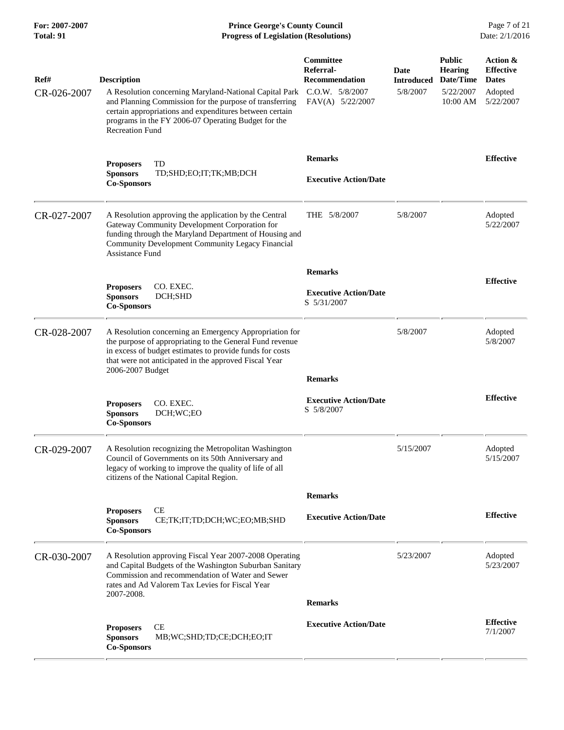| Ref# | Description | Committee Referral-Recommendation | Date Introduced | Public Hearing Date/Time | Action & Effective Dates |
|---|---|---|---|---|---|
| CR-026-2007 | A Resolution concerning Maryland-National Capital Park and Planning Commission for the purpose of transferring certain appropriations and expenditures between certain programs in the FY 2006-07 Operating Budget for the Recreation Fund | C.O.W. 5/8/2007<br>FAV(A) 5/22/2007 | 5/8/2007 | 5/22/2007<br>10:00 AM | Adopted<br>5/22/2007 |
| | **Proposers** TD<br>**Sponsors** TD;SHD;EO;IT;TK;MB;DCH<br>**Co-Sponsors** | **Remarks**<br><br>**Executive Action/Date** | | | **Effective** |
| CR-027-2007 | A Resolution approving the application by the Central Gateway Community Development Corporation for funding through the Maryland Department of Housing and Community Development Community Legacy Financial Assistance Fund | THE 5/8/2007 | 5/8/2007 | | Adopted<br>5/22/2007 |
| | **Proposers** CO. EXEC.<br>**Sponsors** DCH;SHD<br>**Co-Sponsors** | **Remarks**<br><br>**Executive Action/Date**<br>S 5/31/2007 | | | **Effective** |
| CR-028-2007 | A Resolution concerning an Emergency Appropriation for the purpose of appropriating to the General Fund revenue in excess of budget estimates to provide funds for costs that were not anticipated in the approved Fiscal Year 2006-2007 Budget | | 5/8/2007 | | Adopted<br>5/8/2007 |
| | **Proposers** CO. EXEC.<br>**Sponsors** DCH;WC;EO<br>**Co-Sponsors** | **Remarks**<br><br>**Executive Action/Date**<br>S 5/8/2007 | | | **Effective** |
| CR-029-2007 | A Resolution recognizing the Metropolitan Washington Council of Governments on its 50th Anniversary and legacy of working to improve the quality of life of all citizens of the National Capital Region. | | 5/15/2007 | | Adopted<br>5/15/2007 |
| | **Proposers** CE<br>**Sponsors** CE;TK;IT;TD;DCH;WC;EO;MB;SHD<br>**Co-Sponsors** | **Remarks**<br><br>**Executive Action/Date** | | | **Effective** |
| CR-030-2007 | A Resolution approving Fiscal Year 2007-2008 Operating and Capital Budgets of the Washington Suburban Sanitary Commission and recommendation of Water and Sewer rates and Ad Valorem Tax Levies for Fiscal Year 2007-2008. | | 5/23/2007 | | Adopted<br>5/23/2007 |
| | **Proposers** CE<br>**Sponsors** MB;WC;SHD;TD;CE;DCH;EO;IT<br>**Co-Sponsors** | **Remarks**<br><br>**Executive Action/Date** | | | **Effective**<br>7/1/2007 |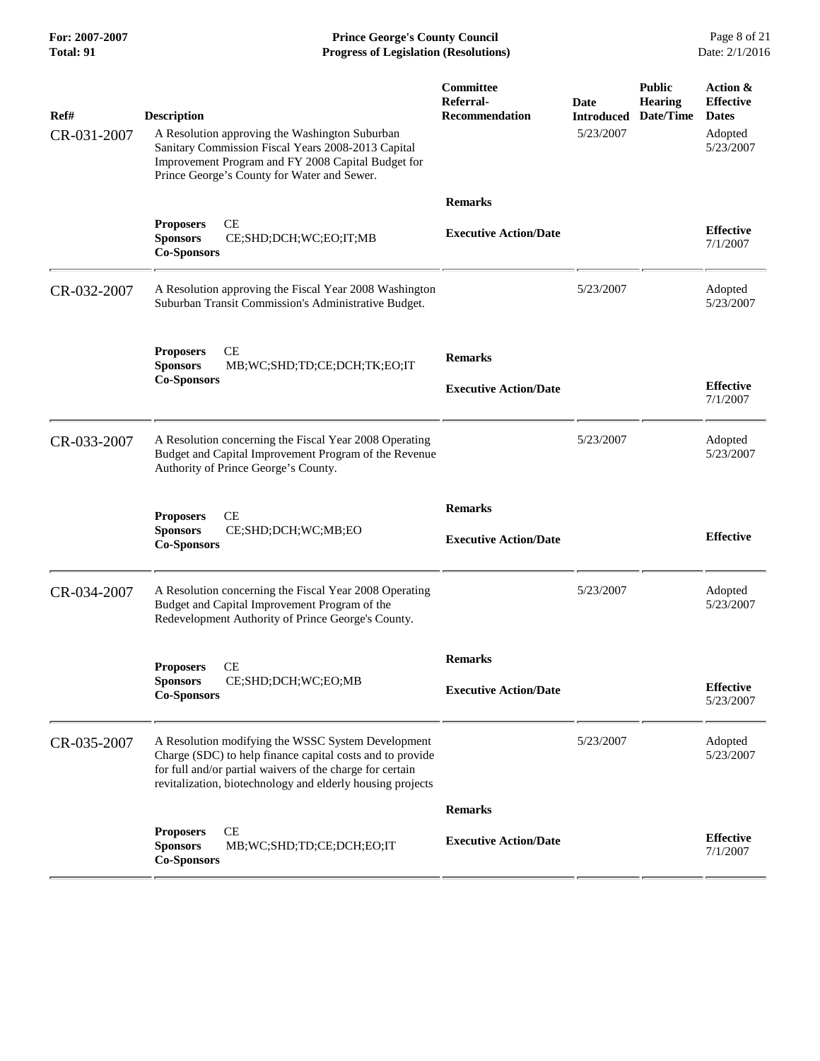| Ref# | Description | Committee Referral-Recommendation | Date Introduced | Public Hearing Date/Time | Action & Effective Dates |
|---|---|---|---|---|---|
| CR-031-2007 | A Resolution approving the Washington Suburban Sanitary Commission Fiscal Years 2008-2013 Capital Improvement Program and FY 2008 Capital Budget for Prince George's County for Water and Sewer. | | 5/23/2007 | | Adopted 5/23/2007 |
| | **Proposers** CE<br>**Sponsors** CE;SHD;DCH;WC;EO;IT;MB<br>**Co-Sponsors** | **Remarks**<br><br>**Executive Action/Date** | | | **Effective** 7/1/2007 |
| CR-032-2007 | A Resolution approving the Fiscal Year 2008 Washington Suburban Transit Commission's Administrative Budget. | | 5/23/2007 | | Adopted 5/23/2007 |
| | **Proposers** CE<br>**Sponsors** MB;WC;SHD;TD;CE;DCH;TK;EO;IT<br>**Co-Sponsors** | **Remarks**<br><br>**Executive Action/Date** | | | **Effective** 7/1/2007 |
| CR-033-2007 | A Resolution concerning the Fiscal Year 2008 Operating Budget and Capital Improvement Program of the Revenue Authority of Prince George's County. | | 5/23/2007 | | Adopted 5/23/2007 |
| | **Proposers** CE<br>**Sponsors** CE;SHD;DCH;WC;MB;EO<br>**Co-Sponsors** | **Remarks**<br><br>**Executive Action/Date** | | | **Effective** |
| CR-034-2007 | A Resolution concerning the Fiscal Year 2008 Operating Budget and Capital Improvement Program of the Redevelopment Authority of Prince George's County. | | 5/23/2007 | | Adopted 5/23/2007 |
| | **Proposers** CE<br>**Sponsors** CE;SHD;DCH;WC;EO;MB<br>**Co-Sponsors** | **Remarks**<br><br>**Executive Action/Date** | | | **Effective** 5/23/2007 |
| CR-035-2007 | A Resolution modifying the WSSC System Development Charge (SDC) to help finance capital costs and to provide for full and/or partial waivers of the charge for certain revitalization, biotechnology and elderly housing projects | | 5/23/2007 | | Adopted 5/23/2007 |
| | **Proposers** CE<br>**Sponsors** MB;WC;SHD;TD;CE;DCH;EO;IT<br>**Co-Sponsors** | **Remarks**<br><br>**Executive Action/Date** | | | **Effective** 7/1/2007 |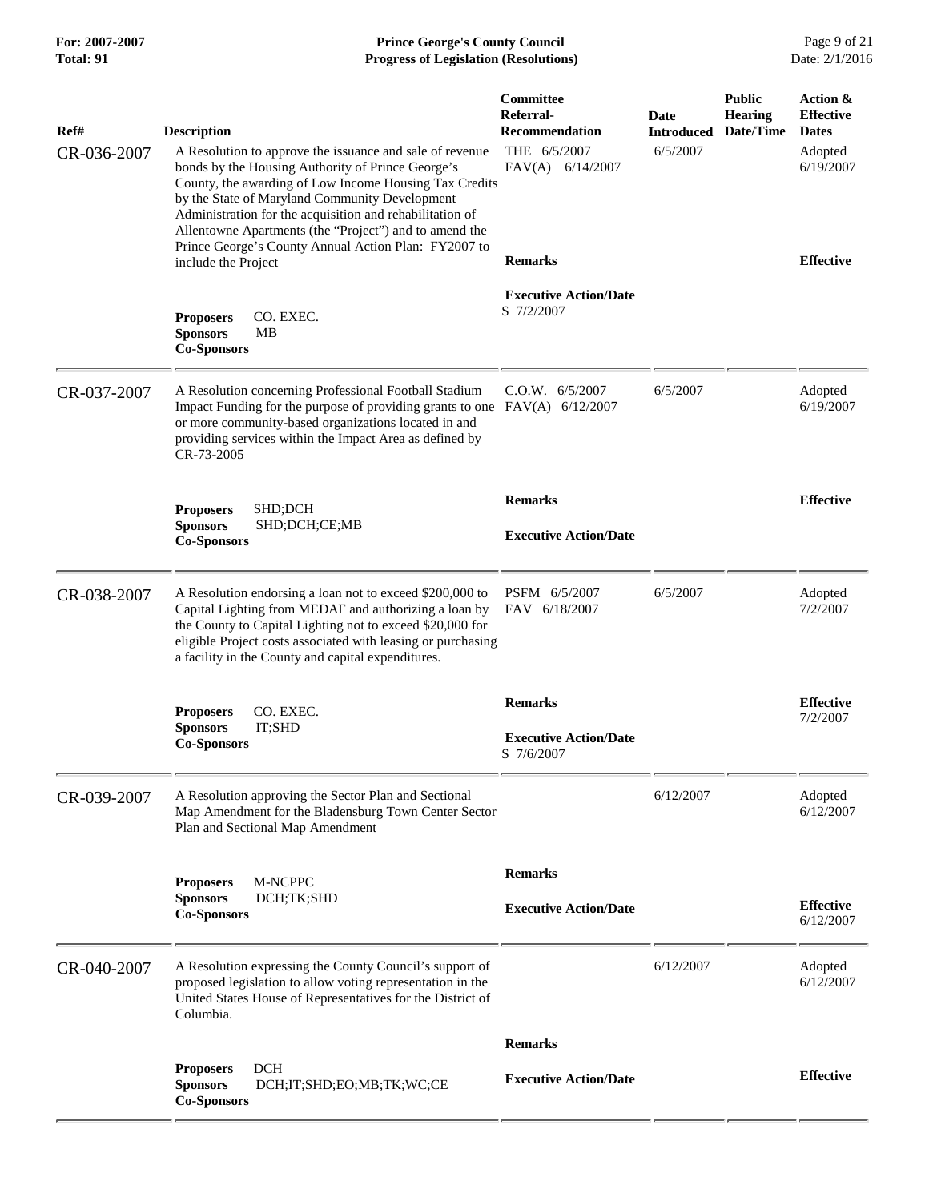| Ref# | Description | Committee Referral-Recommendation | Date Introduced | Public Hearing Date/Time | Action & Effective Dates |
|---|---|---|---|---|---|
| CR-036-2007 | A Resolution to approve the issuance and sale of revenue bonds by the Housing Authority of Prince George's County, the awarding of Low Income Housing Tax Credits by the State of Maryland Community Development Administration for the acquisition and rehabilitation of Allentowne Apartments (the "Project") and to amend the Prince George's County Annual Action Plan: FY2007 to include the Project | THE 6/5/2007 FAV(A) 6/14/2007 | 6/5/2007 | | Adopted 6/19/2007 |
| | **Proposers** CO. EXEC. **Sponsors** MB **Co-Sponsors** | **Remarks** **Executive Action/Date** S 7/2/2007 | | | **Effective** |
| CR-037-2007 | A Resolution concerning Professional Football Stadium Impact Funding for the purpose of providing grants to one or more community-based organizations located in and providing services within the Impact Area as defined by CR-73-2005 | C.O.W. 6/5/2007 FAV(A) 6/12/2007 | 6/5/2007 | | Adopted 6/19/2007 |
| | **Proposers** SHD;DCH **Sponsors** SHD;DCH;CE;MB **Co-Sponsors** | **Remarks** **Executive Action/Date** | | | **Effective** |
| CR-038-2007 | A Resolution endorsing a loan not to exceed $200,000 to Capital Lighting from MEDAF and authorizing a loan by the County to Capital Lighting not to exceed $20,000 for eligible Project costs associated with leasing or purchasing a facility in the County and capital expenditures. | PSFM 6/5/2007 FAV 6/18/2007 | 6/5/2007 | | Adopted 7/2/2007 |
| | **Proposers** CO. EXEC. **Sponsors** IT;SHD **Co-Sponsors** | **Remarks** **Executive Action/Date** S 7/6/2007 | | | **Effective** 7/2/2007 |
| CR-039-2007 | A Resolution approving the Sector Plan and Sectional Map Amendment for the Bladensburg Town Center Sector Plan and Sectional Map Amendment | | 6/12/2007 | | Adopted 6/12/2007 |
| | **Proposers** M-NCPPC **Sponsors** DCH;TK;SHD **Co-Sponsors** | **Remarks** **Executive Action/Date** | | | **Effective** 6/12/2007 |
| CR-040-2007 | A Resolution expressing the County Council's support of proposed legislation to allow voting representation in the United States House of Representatives for the District of Columbia. | | 6/12/2007 | | Adopted 6/12/2007 |
| | **Proposers** DCH **Sponsors** DCH;IT;SHD;EO;MB;TK;WC;CE **Co-Sponsors** | **Remarks** **Executive Action/Date** | | | **Effective** |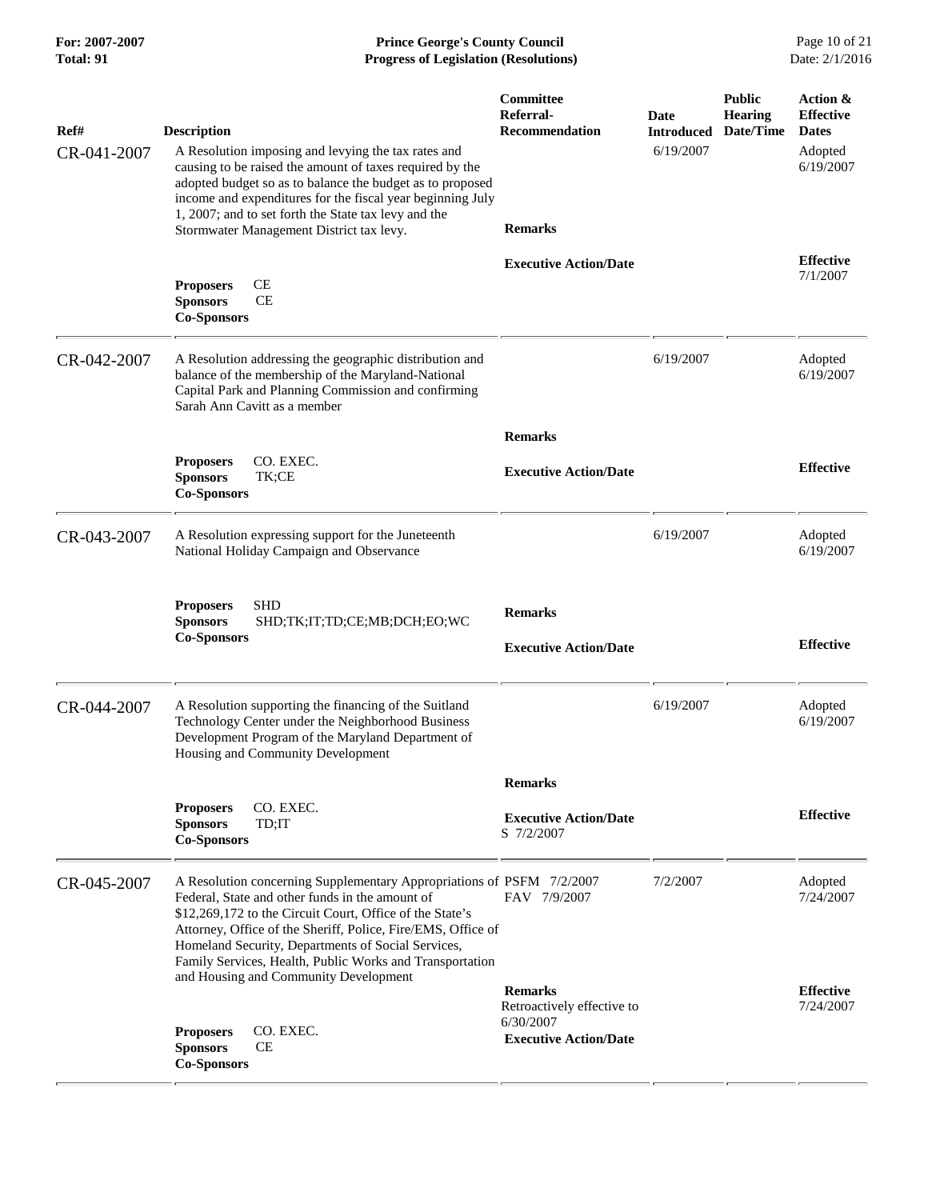| Ref# | Description | Committee Referral-Recommendation | Date Introduced | Public Hearing Date/Time | Action & Effective Dates |
|---|---|---|---|---|---|
| CR-041-2007 | A Resolution imposing and levying the tax rates and causing to be raised the amount of taxes required by the adopted budget so as to balance the budget as to proposed income and expenditures for the fiscal year beginning July 1, 2007; and to set forth the State tax levy and the Stormwater Management District tax levy. | | 6/19/2007 | | Adopted 6/19/2007 |
| | **Proposers** CE<br>**Sponsors** CE<br>**Co-Sponsors** | **Remarks**<br><br>**Executive Action/Date** | | | **Effective** 7/1/2007 |
| CR-042-2007 | A Resolution addressing the geographic distribution and balance of the membership of the Maryland-National Capital Park and Planning Commission and confirming Sarah Ann Cavitt as a member | | 6/19/2007 | | Adopted 6/19/2007 |
| | **Proposers** CO. EXEC.<br>**Sponsors** TK;CE<br>**Co-Sponsors** | **Remarks**<br><br>**Executive Action/Date** | | | **Effective** |
| CR-043-2007 | A Resolution expressing support for the Juneteenth National Holiday Campaign and Observance | | 6/19/2007 | | Adopted 6/19/2007 |
| | **Proposers** SHD<br>**Sponsors** SHD;TK;IT;TD;CE;MB;DCH;EO;WC<br>**Co-Sponsors** | **Remarks**<br><br>**Executive Action/Date** | | | **Effective** |
| CR-044-2007 | A Resolution supporting the financing of the Suitland Technology Center under the Neighborhood Business Development Program of the Maryland Department of Housing and Community Development | | 6/19/2007 | | Adopted 6/19/2007 |
| | **Proposers** CO. EXEC.<br>**Sponsors** TD;IT<br>**Co-Sponsors** | **Remarks**<br><br>**Executive Action/Date**<br>S 7/2/2007 | | | **Effective** |
| CR-045-2007 | A Resolution concerning Supplementary Appropriations of Federal, State and other funds in the amount of $12,269,172 to the Circuit Court, Office of the State's Attorney, Office of the Sheriff, Police, Fire/EMS, Office of Homeland Security, Departments of Social Services, Family Services, Health, Public Works and Transportation and Housing and Community Development | PSFM 7/2/2007<br>FAV 7/9/2007 | 7/2/2007 | | Adopted 7/24/2007 |
| | **Proposers** CO. EXEC.<br>**Sponsors** CE<br>**Co-Sponsors** | **Remarks**<br>Retroactively effective to 6/30/2007<br>**Executive Action/Date** | | | **Effective** 7/24/2007 |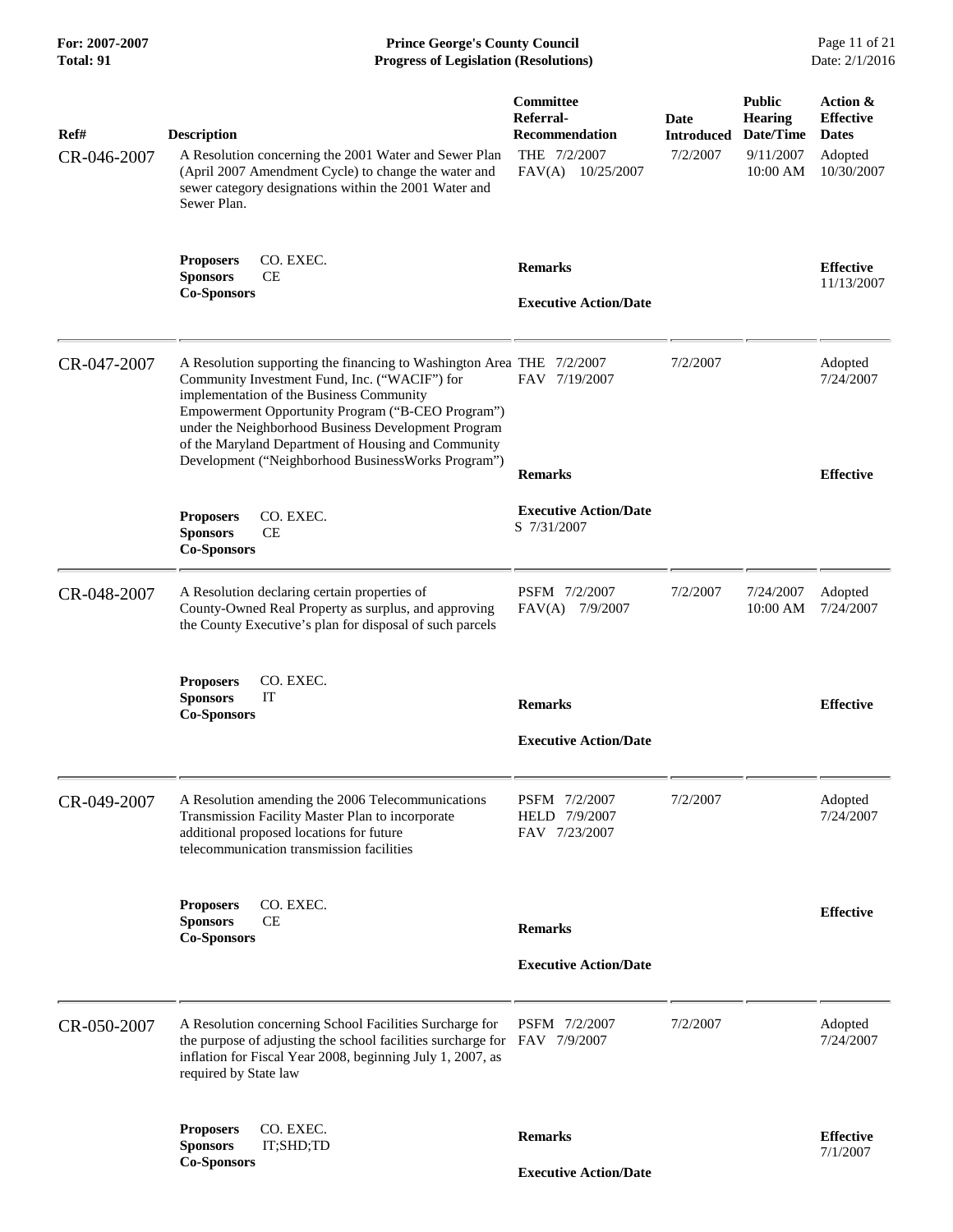| Ref# | Description | Committee Referral-Recommendation | Date Introduced | Public Hearing Date/Time | Action & Effective Dates |
|---|---|---|---|---|---|
| CR-046-2007 | A Resolution concerning the 2001 Water and Sewer Plan (April 2007 Amendment Cycle) to change the water and sewer category designations within the 2001 Water and Sewer Plan. | THE 7/2/2007<br>FAV(A) 10/25/2007 | 7/2/2007 | 9/11/2007<br>10:00 AM | Adopted<br>10/30/2007 |
| | **Proposers** CO. EXEC.<br>**Sponsors** CE<br>**Co-Sponsors** | **Remarks**<br>**Executive Action/Date** | | | **Effective**<br>11/13/2007 |
| CR-047-2007 | A Resolution supporting the financing to Washington Area Community Investment Fund, Inc. ("WACIF") for implementation of the Business Community Empowerment Opportunity Program ("B-CEO Program") under the Neighborhood Business Development Program of the Maryland Department of Housing and Community Development ("Neighborhood BusinessWorks Program") | THE 7/2/2007<br>FAV 7/19/2007 | 7/2/2007 | | Adopted<br>7/24/2007 |
| | **Proposers** CO. EXEC.<br>**Sponsors** CE<br>**Co-Sponsors** | **Remarks**<br>**Executive Action/Date**<br>S 7/31/2007 | | | **Effective** |
| CR-048-2007 | A Resolution declaring certain properties of County-Owned Real Property as surplus, and approving the County Executive's plan for disposal of such parcels | PSFM 7/2/2007<br>FAV(A) 7/9/2007 | 7/2/2007 | 7/24/2007<br>10:00 AM | Adopted<br>7/24/2007 |
| | **Proposers** CO. EXEC.<br>**Sponsors** IT<br>**Co-Sponsors** | **Remarks**<br>**Executive Action/Date** | | | **Effective** |
| CR-049-2007 | A Resolution amending the 2006 Telecommunications Transmission Facility Master Plan to incorporate additional proposed locations for future telecommunication transmission facilities | PSFM 7/2/2007<br>HELD 7/9/2007<br>FAV 7/23/2007 | 7/2/2007 | | Adopted<br>7/24/2007 |
| | **Proposers** CO. EXEC.<br>**Sponsors** CE<br>**Co-Sponsors** | **Remarks**<br>**Executive Action/Date** | | | **Effective** |
| CR-050-2007 | A Resolution concerning School Facilities Surcharge for the purpose of adjusting the school facilities surcharge for inflation for Fiscal Year 2008, beginning July 1, 2007, as required by State law | PSFM 7/2/2007<br>FAV 7/9/2007 | 7/2/2007 | | Adopted<br>7/24/2007 |
| | **Proposers** CO. EXEC.<br>**Sponsors** IT;SHD;TD<br>**Co-Sponsors** | **Remarks**<br>**Executive Action/Date** | | | **Effective**<br>7/1/2007 |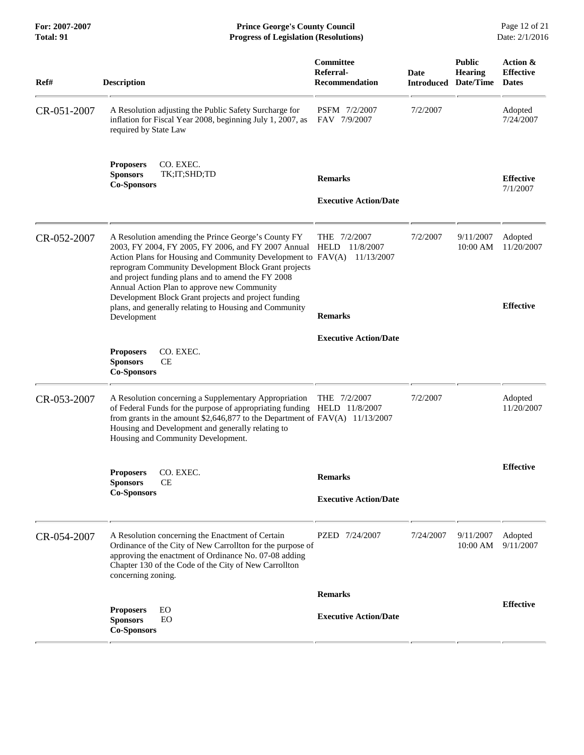| Ref# | Description | Committee Referral-Recommendation | Date Introduced | Public Hearing Date/Time | Action & Effective Dates |
|---|---|---|---|---|---|
| CR-051-2007 | A Resolution adjusting the Public Safety Surcharge for inflation for Fiscal Year 2008, beginning July 1, 2007, as required by State Law<br><br>**Proposers** CO. EXEC.<br>**Sponsors** TK;IT;SHD;TD<br>**Co-Sponsors** | PSFM 7/2/2007<br>FAV 7/9/2007<br><br>**Remarks**<br><br>**Executive Action/Date** | 7/2/2007 | | Adopted 7/24/2007<br><br>**Effective** 7/1/2007 |
| CR-052-2007 | A Resolution amending the Prince George's County FY 2003, FY 2004, FY 2005, FY 2006, and FY 2007 Annual Action Plans for Housing and Community Development to reprogram Community Development Block Grant projects and project funding plans and to amend the FY 2008 Annual Action Plan to approve new Community Development Block Grant projects and project funding plans, and generally relating to Housing and Community Development<br><br>**Proposers** CO. EXEC.<br>**Sponsors** CE<br>**Co-Sponsors** | THE 7/2/2007<br>HELD 11/8/2007<br>FAV(A) 11/13/2007<br><br>**Remarks**<br><br>**Executive Action/Date** | 7/2/2007 | 9/11/2007 10:00 AM | Adopted 11/20/2007<br><br>**Effective** |
| CR-053-2007 | A Resolution concerning a Supplementary Appropriation of Federal Funds for the purpose of appropriating funding from grants in the amount $2,646,877 to the Department of Housing and Development and generally relating to Housing and Community Development.<br><br>**Proposers** CO. EXEC.<br>**Sponsors** CE<br>**Co-Sponsors** | THE 7/2/2007<br>HELD 11/8/2007<br>FAV(A) 11/13/2007<br><br>**Remarks**<br><br>**Executive Action/Date** | 7/2/2007 | | Adopted 11/20/2007<br><br>**Effective** |
| CR-054-2007 | A Resolution concerning the Enactment of Certain Ordinance of the City of New Carrollton for the purpose of approving the enactment of Ordinance No. 07-08 adding Chapter 130 of the Code of the City of New Carrollton concerning zoning.<br><br>**Proposers** EO<br>**Sponsors** EO<br>**Co-Sponsors** | PZED 7/24/2007<br><br>**Remarks**<br><br>**Executive Action/Date** | 7/24/2007 | 9/11/2007 10:00 AM | Adopted 9/11/2007<br><br>**Effective** |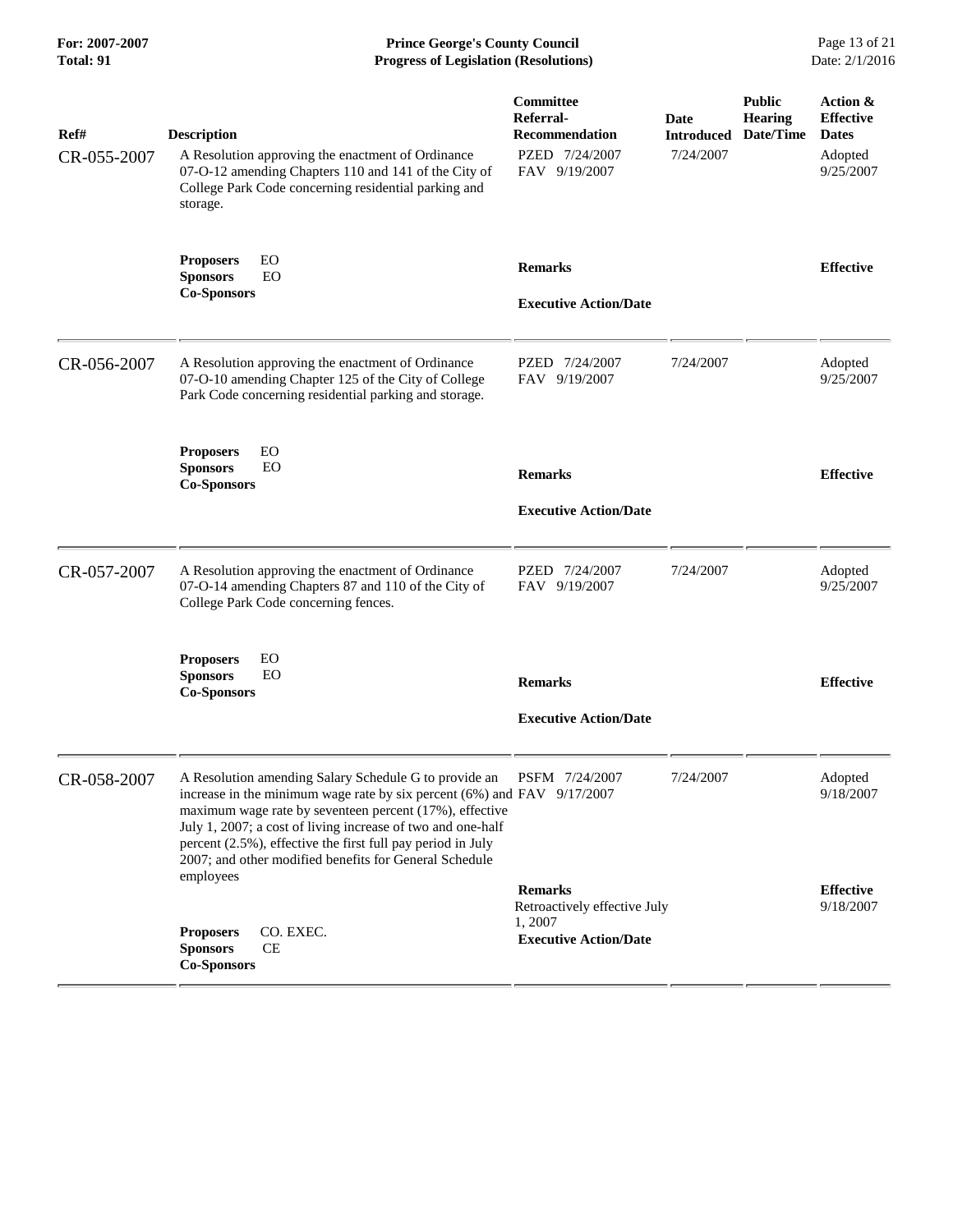| Ref# | Description | Committee Referral-Recommendation | Date Introduced | Public Hearing Date/Time | Action & Effective Dates |
|---|---|---|---|---|---|
| CR-055-2007 | A Resolution approving the enactment of Ordinance 07-O-12 amending Chapters 110 and 141 of the City of College Park Code concerning residential parking and storage. | PZED 7/24/2007<br>FAV 9/19/2007 | 7/24/2007 | | Adopted 9/25/2007 |
| | **Proposers** EO<br>**Sponsors** EO<br>**Co-Sponsors** | **Remarks**<br><br>**Executive Action/Date** | | | **Effective** |
| CR-056-2007 | A Resolution approving the enactment of Ordinance 07-O-10 amending Chapter 125 of the City of College Park Code concerning residential parking and storage. | PZED 7/24/2007<br>FAV 9/19/2007 | 7/24/2007 | | Adopted 9/25/2007 |
| | **Proposers** EO<br>**Sponsors** EO<br>**Co-Sponsors** | **Remarks**<br><br>**Executive Action/Date** | | | **Effective** |
| CR-057-2007 | A Resolution approving the enactment of Ordinance 07-O-14 amending Chapters 87 and 110 of the City of College Park Code concerning fences. | PZED 7/24/2007<br>FAV 9/19/2007 | 7/24/2007 | | Adopted 9/25/2007 |
| | **Proposers** EO<br>**Sponsors** EO<br>**Co-Sponsors** | **Remarks**<br><br>**Executive Action/Date** | | | **Effective** |
| CR-058-2007 | A Resolution amending Salary Schedule G to provide an increase in the minimum wage rate by six percent (6%) and maximum wage rate by seventeen percent (17%), effective July 1, 2007; a cost of living increase of two and one-half percent (2.5%), effective the first full pay period in July 2007; and other modified benefits for General Schedule employees | PSFM 7/24/2007<br>FAV 9/17/2007 | 7/24/2007 | | Adopted 9/18/2007 |
| | **Proposers** CO. EXEC.<br>**Sponsors** CE<br>**Co-Sponsors** | **Remarks**<br>Retroactively effective July 1, 2007<br>**Executive Action/Date** | | | **Effective** 9/18/2007 |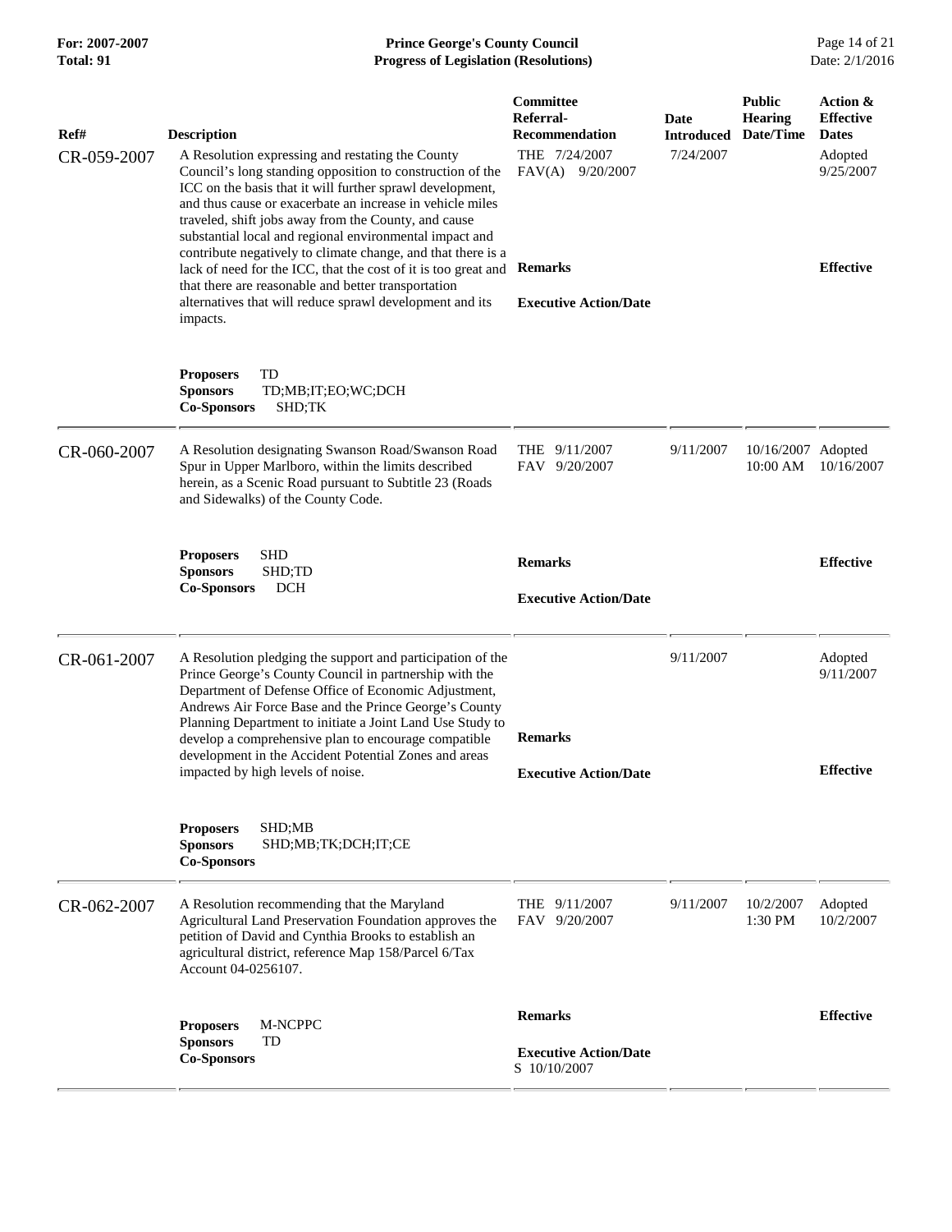| Ref# | Description | Committee Referral-Recommendation | Date Introduced | Public Hearing Date/Time | Action & Effective Dates |
|---|---|---|---|---|---|
| CR-059-2007 | A Resolution expressing and restating the County Council's long standing opposition to construction of the ICC on the basis that it will further sprawl development, and thus cause or exacerbate an increase in vehicle miles traveled, shift jobs away from the County, and cause substantial local and regional environmental impact and contribute negatively to climate change, and that there is a lack of need for the ICC, that the cost of it is too great and that there are reasonable and better transportation alternatives that will reduce sprawl development and its impacts. | THE 7/24/2007<br>FAV(A) 9/20/2007 | 7/24/2007 | | Adopted 9/25/2007 |
| | **Proposers** TD<br>**Sponsors** TD;MB;IT;EO;WC;DCH<br>**Co-Sponsors** SHD;TK | **Remarks**<br><br>**Executive Action/Date** | | | **Effective** |
| CR-060-2007 | A Resolution designating Swanson Road/Swanson Road Spur in Upper Marlboro, within the limits described herein, as a Scenic Road pursuant to Subtitle 23 (Roads and Sidewalks) of the County Code. | THE 9/11/2007<br>FAV 9/20/2007 | 9/11/2007 | 10/16/2007 10:00 AM | Adopted 10/16/2007 |
| | **Proposers** SHD<br>**Sponsors** SHD;TD<br>**Co-Sponsors** DCH | **Remarks**<br><br>**Executive Action/Date** | | | **Effective** |
| CR-061-2007 | A Resolution pledging the support and participation of the Prince George's County Council in partnership with the Department of Defense Office of Economic Adjustment, Andrews Air Force Base and the Prince George's County Planning Department to initiate a Joint Land Use Study to develop a comprehensive plan to encourage compatible development in the Accident Potential Zones and areas impacted by high levels of noise. | | 9/11/2007 | | Adopted 9/11/2007 |
| | **Proposers** SHD;MB<br>**Sponsors** SHD;MB;TK;DCH;IT;CE<br>**Co-Sponsors** | **Remarks**<br><br>**Executive Action/Date** | | | **Effective** |
| CR-062-2007 | A Resolution recommending that the Maryland Agricultural Land Preservation Foundation approves the petition of David and Cynthia Brooks to establish an agricultural district, reference Map 158/Parcel 6/Tax Account 04-0256107. | THE 9/11/2007<br>FAV 9/20/2007 | 9/11/2007 | 10/2/2007 1:30 PM | Adopted 10/2/2007 |
| | **Proposers** M-NCPPC<br>**Sponsors** TD<br>**Co-Sponsors** | **Remarks**<br><br>**Executive Action/Date**<br>S 10/10/2007 | | | **Effective** |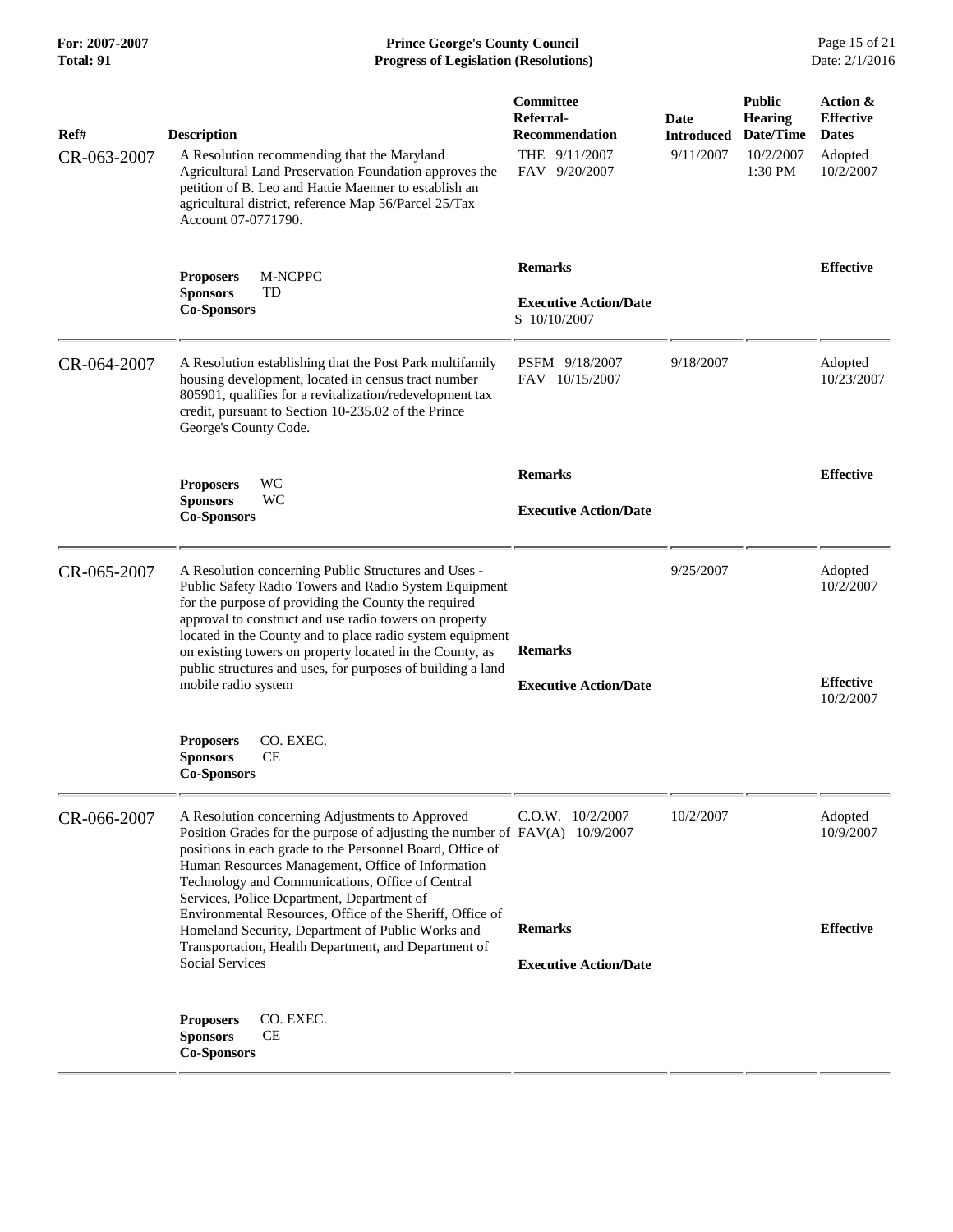| Ref# | Description | Committee Referral-Recommendation | Date Introduced | Public Hearing Date/Time | Action & Effective Dates |
|---|---|---|---|---|---|
| CR-063-2007 | A Resolution recommending that the Maryland Agricultural Land Preservation Foundation approves the petition of B. Leo and Hattie Maenner to establish an agricultural district, reference Map 56/Parcel 25/Tax Account 07-0771790. | THE 9/11/2007<br>FAV 9/20/2007 | 9/11/2007 | 10/2/2007 1:30 PM | Adopted 10/2/2007 |
| | **Proposers** M-NCPPC<br>**Sponsors** TD<br>**Co-Sponsors** | **Remarks**<br><br>**Executive Action/Date**<br>S 10/10/2007 | | | **Effective** |
| CR-064-2007 | A Resolution establishing that the Post Park multifamily housing development, located in census tract number 805901, qualifies for a revitalization/redevelopment tax credit, pursuant to Section 10-235.02 of the Prince George's County Code. | PSFM 9/18/2007<br>FAV 10/15/2007 | 9/18/2007 | | Adopted 10/23/2007 |
| | **Proposers** WC<br>**Sponsors** WC<br>**Co-Sponsors** | **Remarks**<br><br>**Executive Action/Date** | | | **Effective** |
| CR-065-2007 | A Resolution concerning Public Structures and Uses - Public Safety Radio Towers and Radio System Equipment for the purpose of providing the County the required approval to construct and use radio towers on property located in the County and to place radio system equipment on existing towers on property located in the County, as public structures and uses, for purposes of building a land mobile radio system | | 9/25/2007 | | Adopted 10/2/2007 |
| | **Proposers** CO. EXEC.<br>**Sponsors** CE<br>**Co-Sponsors** | **Remarks**<br><br>**Executive Action/Date** | | | **Effective** 10/2/2007 |
| CR-066-2007 | A Resolution concerning Adjustments to Approved Position Grades for the purpose of adjusting the number of positions in each grade to the Personnel Board, Office of Human Resources Management, Office of Information Technology and Communications, Office of Central Services, Police Department, Department of Environmental Resources, Office of the Sheriff, Office of Homeland Security, Department of Public Works and Transportation, Health Department, and Department of Social Services | C.O.W. 10/2/2007<br>FAV(A) 10/9/2007 | 10/2/2007 | | Adopted 10/9/2007 |
| | **Proposers** CO. EXEC.<br>**Sponsors** CE<br>**Co-Sponsors** | **Remarks**<br><br>**Executive Action/Date** | | | **Effective** |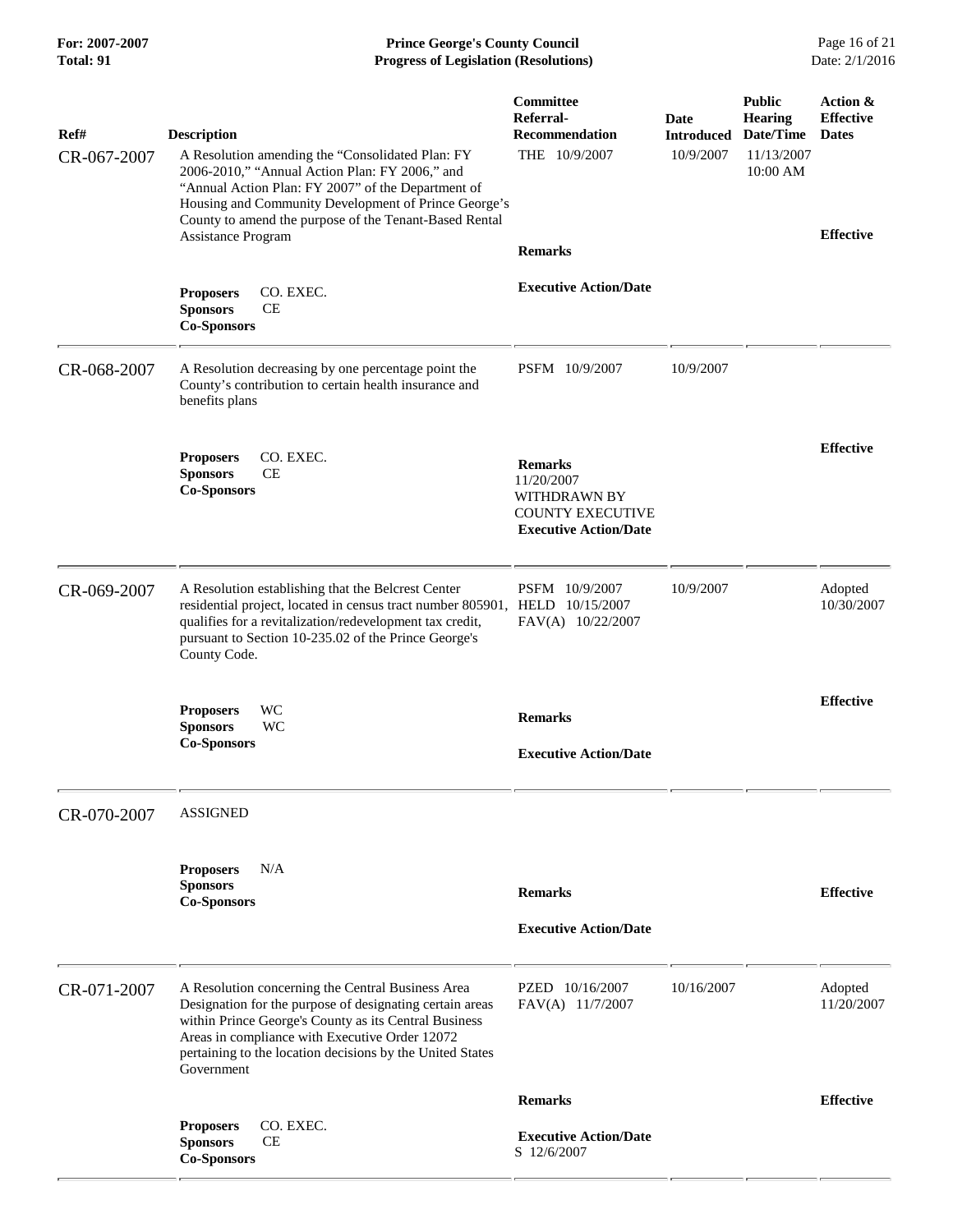| Ref# | Description | Committee Referral-Recommendation | Date Introduced | Public Hearing Date/Time | Action & Effective Dates |
|---|---|---|---|---|---|
| CR-067-2007 | A Resolution amending the "Consolidated Plan: FY 2006-2010," "Annual Action Plan: FY 2006," and "Annual Action Plan: FY 2007" of the Department of Housing and Community Development of Prince George's County to amend the purpose of the Tenant-Based Rental Assistance Program | THE 10/9/2007 | 10/9/2007 | 11/13/2007 10:00 AM | |
| | **Proposers** CO. EXEC.<br>**Sponsors** CE<br>**Co-Sponsors** | **Remarks**<br><br>**Executive Action/Date** | | | **Effective** |
| CR-068-2007 | A Resolution decreasing by one percentage point the County's contribution to certain health insurance and benefits plans | PSFM 10/9/2007 | 10/9/2007 | | |
| | **Proposers** CO. EXEC.<br>**Sponsors** CE<br>**Co-Sponsors** | **Remarks**<br>11/20/2007 WITHDRAWN BY COUNTY EXECUTIVE<br>**Executive Action/Date** | | | **Effective** |
| CR-069-2007 | A Resolution establishing that the Belcrest Center residential project, located in census tract number 805901, qualifies for a revitalization/redevelopment tax credit, pursuant to Section 10-235.02 of the Prince George's County Code. | PSFM 10/9/2007<br>HELD 10/15/2007<br>FAV(A) 10/22/2007 | 10/9/2007 | | Adopted 10/30/2007 |
| | **Proposers** WC<br>**Sponsors** WC<br>**Co-Sponsors** | **Remarks**<br><br>**Executive Action/Date** | | | **Effective** |
| CR-070-2007 | ASSIGNED | | | | |
| | **Proposers** N/A<br>**Sponsors**<br>**Co-Sponsors** | **Remarks**<br><br>**Executive Action/Date** | | | **Effective** |
| CR-071-2007 | A Resolution concerning the Central Business Area Designation for the purpose of designating certain areas within Prince George's County as its Central Business Areas in compliance with Executive Order 12072 pertaining to the location decisions by the United States Government | PZED 10/16/2007<br>FAV(A) 11/7/2007 | 10/16/2007 | | Adopted 11/20/2007 |
| | **Proposers** CO. EXEC.<br>**Sponsors** CE<br>**Co-Sponsors** | **Remarks**<br><br>**Executive Action/Date**<br>S 12/6/2007 | | | **Effective** |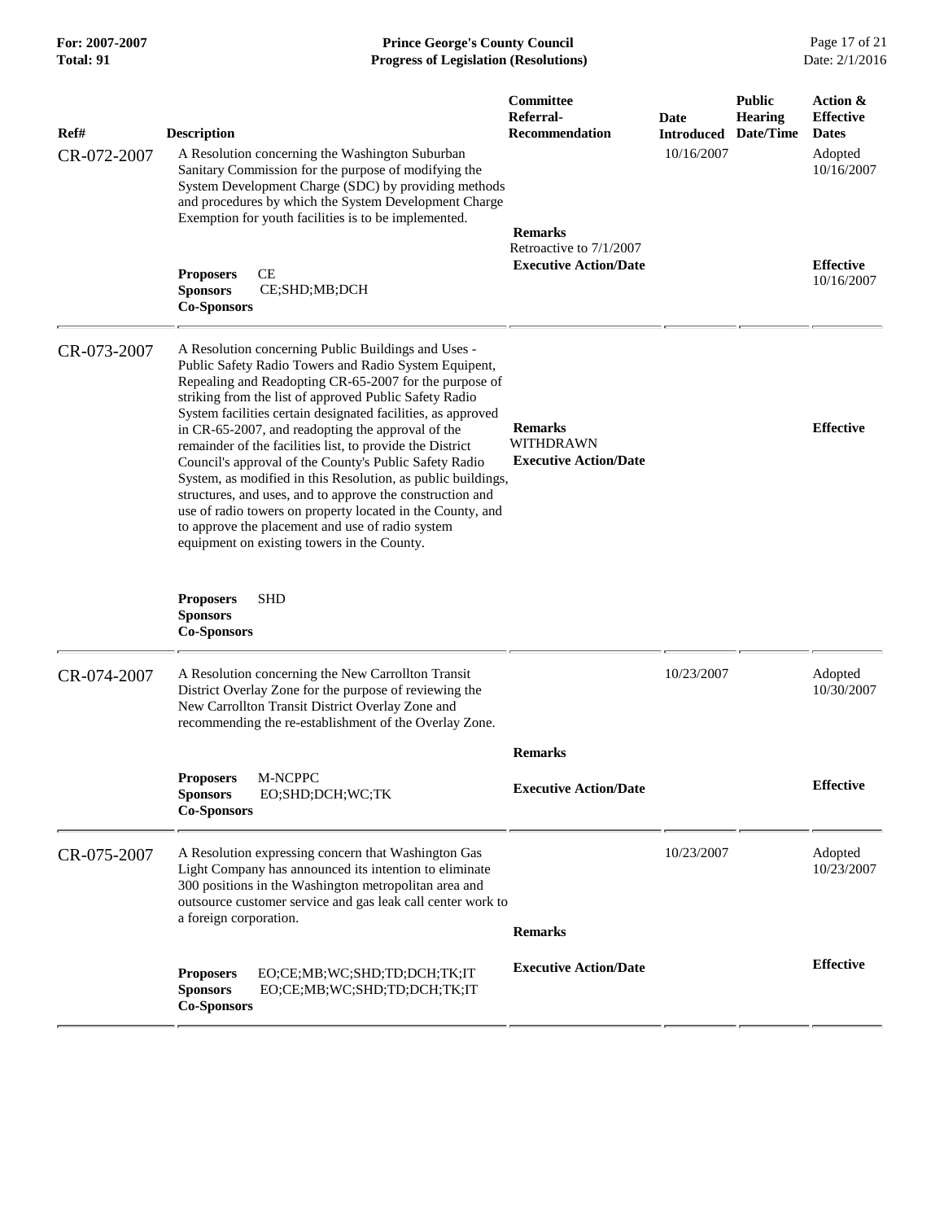| Ref# | Description | Committee Referral-Recommendation | Date Introduced | Public Hearing Date/Time | Action & Effective Dates |
|---|---|---|---|---|---|
| CR-072-2007 | A Resolution concerning the Washington Suburban Sanitary Commission for the purpose of modifying the System Development Charge (SDC) by providing methods and procedures by which the System Development Charge Exemption for youth facilities is to be implemented. | | 10/16/2007 | | Adopted 10/16/2007 |
| | | **Remarks** Retroactive to 7/1/2007 | | | |
| | **Proposers** CE **Sponsors** CE;SHD;MB;DCH **Co-Sponsors** | **Executive Action/Date** | | | **Effective** 10/16/2007 |
| CR-073-2007 | A Resolution concerning Public Buildings and Uses - Public Safety Radio Towers and Radio System Equipent, Repealing and Readopting CR-65-2007 for the purpose of striking from the list of approved Public Safety Radio System facilities certain designated facilities, as approved in CR-65-2007, and readopting the approval of the remainder of the facilities list, to provide the District Council's approval of the County's Public Safety Radio System, as modified in this Resolution, as public buildings, structures, and uses, and to approve the construction and use of radio towers on property located in the County, and to approve the placement and use of radio system equipment on existing towers in the County. | **Remarks** WITHDRAWN **Executive Action/Date** | | | **Effective** |
| | **Proposers** SHD **Sponsors** **Co-Sponsors** | | | | |
| CR-074-2007 | A Resolution concerning the New Carrollton Transit District Overlay Zone for the purpose of reviewing the New Carrollton Transit District Overlay Zone and recommending the re-establishment of the Overlay Zone. | | 10/23/2007 | | Adopted 10/30/2007 |
| | | **Remarks** | | | |
| | **Proposers** M-NCPPC **Sponsors** EO;SHD;DCH;WC;TK **Co-Sponsors** | **Executive Action/Date** | | | **Effective** |
| CR-075-2007 | A Resolution expressing concern that Washington Gas Light Company has announced its intention to eliminate 300 positions in the Washington metropolitan area and outsource customer service and gas leak call center work to a foreign corporation. | | 10/23/2007 | | Adopted 10/23/2007 |
| | | **Remarks** | | | |
| | **Proposers** EO;CE;MB;WC;SHD;TD;DCH;TK;IT **Sponsors** EO;CE;MB;WC;SHD;TD;DCH;TK;IT **Co-Sponsors** | **Executive Action/Date** | | | **Effective** |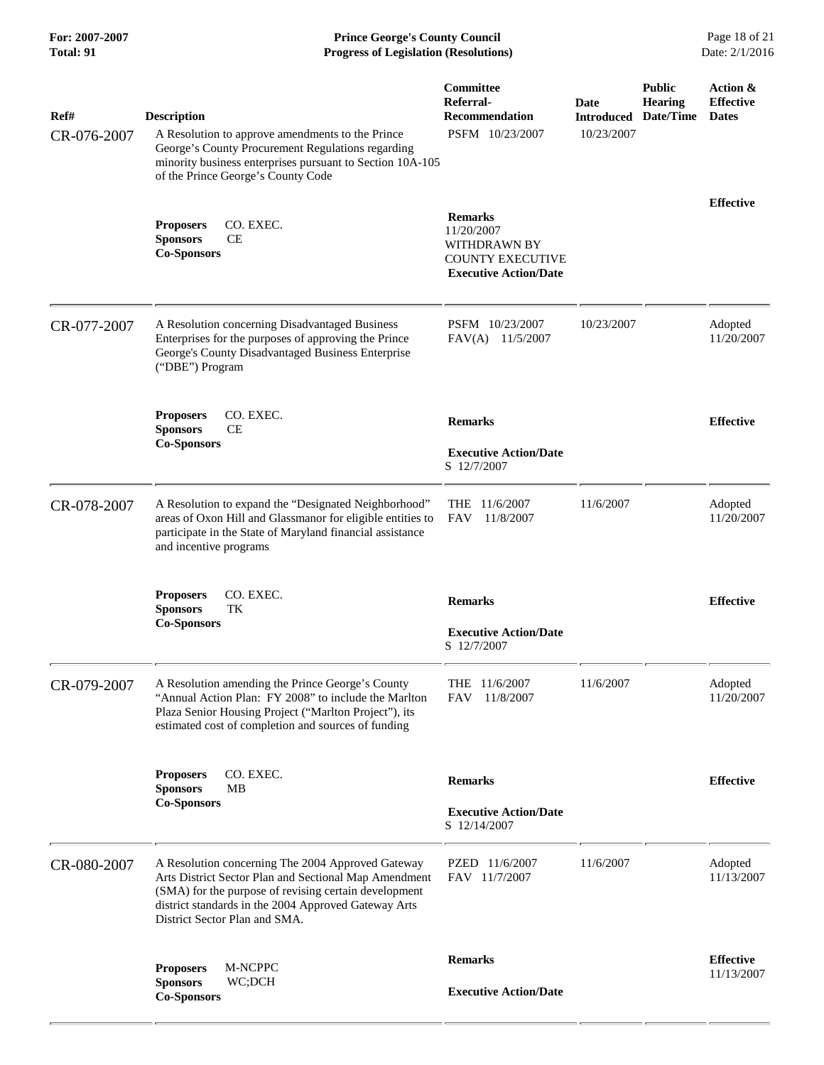| Ref# | Description | Committee Referral-Recommendation | Date Introduced | Public Hearing Date/Time | Action & Effective Dates |
|---|---|---|---|---|---|
| CR-076-2007 | A Resolution to approve amendments to the Prince George's County Procurement Regulations regarding minority business enterprises pursuant to Section 10A-105 of the Prince George's County Code | PSFM 10/23/2007 | 10/23/2007 | | |
| | **Proposers** CO. EXEC.<br>**Sponsors** CE<br>**Co-Sponsors** | **Remarks**<br>11/20/2007 WITHDRAWN BY COUNTY EXECUTIVE<br>**Executive Action/Date** | | | **Effective** |
| CR-077-2007 | A Resolution concerning Disadvantaged Business Enterprises for the purposes of approving the Prince George's County Disadvantaged Business Enterprise ("DBE") Program | PSFM 10/23/2007<br>FAV(A) 11/5/2007 | 10/23/2007 | | Adopted 11/20/2007 |
| | **Proposers** CO. EXEC.<br>**Sponsors** CE<br>**Co-Sponsors** | **Remarks**<br>**Executive Action/Date**<br>S 12/7/2007 | | | **Effective** |
| CR-078-2007 | A Resolution to expand the "Designated Neighborhood" areas of Oxon Hill and Glassmanor for eligible entities to participate in the State of Maryland financial assistance and incentive programs | THE 11/6/2007<br>FAV 11/8/2007 | 11/6/2007 | | Adopted 11/20/2007 |
| | **Proposers** CO. EXEC.<br>**Sponsors** TK<br>**Co-Sponsors** | **Remarks**<br>**Executive Action/Date**<br>S 12/7/2007 | | | **Effective** |
| CR-079-2007 | A Resolution amending the Prince George's County "Annual Action Plan: FY 2008" to include the Marlton Plaza Senior Housing Project ("Marlton Project"), its estimated cost of completion and sources of funding | THE 11/6/2007<br>FAV 11/8/2007 | 11/6/2007 | | Adopted 11/20/2007 |
| | **Proposers** CO. EXEC.<br>**Sponsors** MB<br>**Co-Sponsors** | **Remarks**<br>**Executive Action/Date**<br>S 12/14/2007 | | | **Effective** |
| CR-080-2007 | A Resolution concerning The 2004 Approved Gateway Arts District Sector Plan and Sectional Map Amendment (SMA) for the purpose of revising certain development district standards in the 2004 Approved Gateway Arts District Sector Plan and SMA. | PZED 11/6/2007<br>FAV 11/7/2007 | 11/6/2007 | | Adopted 11/13/2007 |
| | **Proposers** M-NCPPC<br>**Sponsors** WC;DCH<br>**Co-Sponsors** | **Remarks**<br>**Executive Action/Date** | | | **Effective** 11/13/2007 |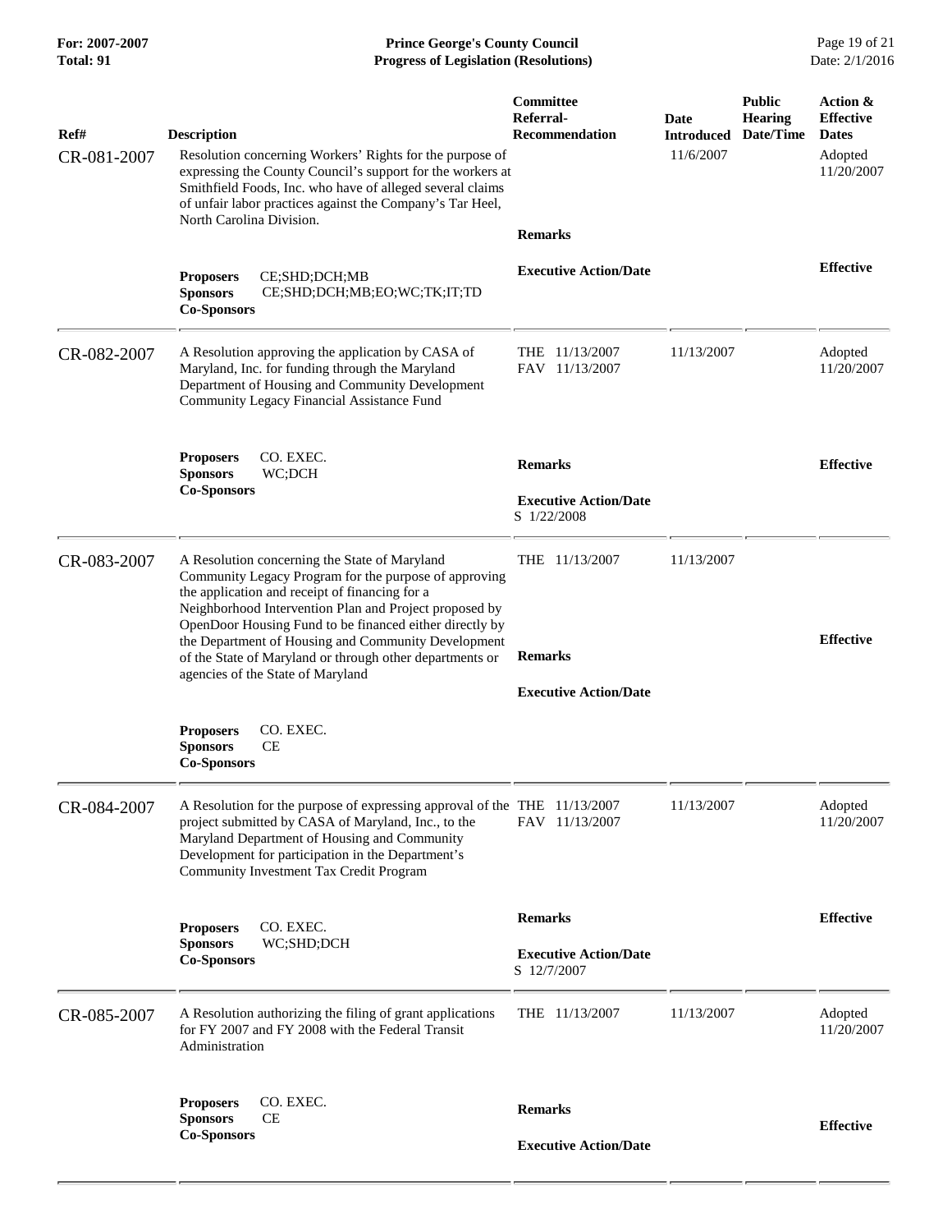| Ref# | Description | Committee Referral-Recommendation | Date Introduced | Public Hearing Date/Time | Action & Effective Dates |
|---|---|---|---|---|---|
| CR-081-2007 | Resolution concerning Workers' Rights for the purpose of expressing the County Council's support for the workers at Smithfield Foods, Inc. who have of alleged several claims of unfair labor practices against the Company's Tar Heel, North Carolina Division. | | 11/6/2007 | | Adopted 11/20/2007 |
| | **Proposers** CE;SHD;DCH;MB<br>**Sponsors** CE;SHD;DCH;MB;EO;WC;TK;IT;TD<br>**Co-Sponsors** | **Remarks**<br><br>**Executive Action/Date** | | | **Effective** |
| CR-082-2007 | A Resolution approving the application by CASA of Maryland, Inc. for funding through the Maryland Department of Housing and Community Development Community Legacy Financial Assistance Fund | THE 11/13/2007<br>FAV 11/13/2007 | 11/13/2007 | | Adopted 11/20/2007 |
| | **Proposers** CO. EXEC.<br>**Sponsors** WC;DCH<br>**Co-Sponsors** | **Remarks**<br><br>**Executive Action/Date**<br>S 1/22/2008 | | | **Effective** |
| CR-083-2007 | A Resolution concerning the State of Maryland Community Legacy Program for the purpose of approving the application and receipt of financing for a Neighborhood Intervention Plan and Project proposed by OpenDoor Housing Fund to be financed either directly by the Department of Housing and Community Development of the State of Maryland or through other departments or agencies of the State of Maryland | THE 11/13/2007 | 11/13/2007 | | |
| | **Proposers** CO. EXEC.<br>**Sponsors** CE<br>**Co-Sponsors** | **Remarks**<br><br>**Executive Action/Date** | | | **Effective** |
| CR-084-2007 | A Resolution for the purpose of expressing approval of the project submitted by CASA of Maryland, Inc., to the Maryland Department of Housing and Community Development for participation in the Department's Community Investment Tax Credit Program | THE 11/13/2007<br>FAV 11/13/2007 | 11/13/2007 | | Adopted 11/20/2007 |
| | **Proposers** CO. EXEC.<br>**Sponsors** WC;SHD;DCH<br>**Co-Sponsors** | **Remarks**<br><br>**Executive Action/Date**<br>S 12/7/2007 | | | **Effective** |
| CR-085-2007 | A Resolution authorizing the filing of grant applications for FY 2007 and FY 2008 with the Federal Transit Administration | THE 11/13/2007 | 11/13/2007 | | Adopted 11/20/2007 |
| | **Proposers** CO. EXEC.<br>**Sponsors** CE<br>**Co-Sponsors** | **Remarks**<br><br>**Executive Action/Date** | | | **Effective** |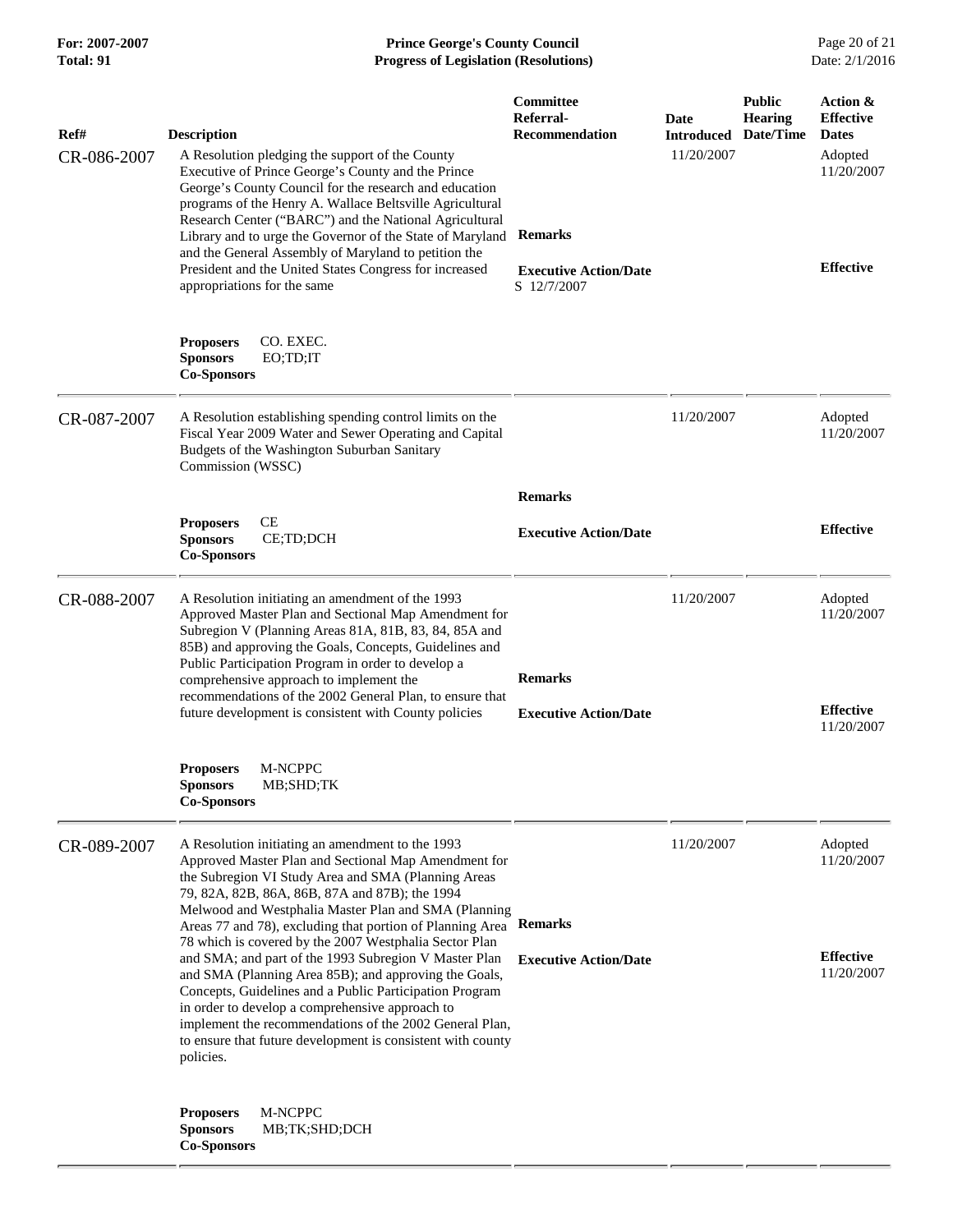| Ref# | Description | Committee Referral-Recommendation | Date Introduced | Public Hearing Date/Time | Action & Effective Dates |
|---|---|---|---|---|---|
| CR-086-2007 | A Resolution pledging the support of the County Executive of Prince George's County and the Prince George's County Council for the research and education programs of the Henry A. Wallace Beltsville Agricultural Research Center ("BARC") and the National Agricultural Library and to urge the Governor of the State of Maryland and the General Assembly of Maryland to petition the President and the United States Congress for increased appropriations for the same<br><br>**Proposers** CO. EXEC.<br>**Sponsors** EO;TD;IT<br>**Co-Sponsors** | **Remarks**<br><br>**Executive Action/Date**<br>S 12/7/2007 | 11/20/2007 | | Adopted 11/20/2007<br><br>**Effective** |
| CR-087-2007 | A Resolution establishing spending control limits on the Fiscal Year 2009 Water and Sewer Operating and Capital Budgets of the Washington Suburban Sanitary Commission (WSSC)<br><br>**Proposers** CE<br>**Sponsors** CE;TD;DCH<br>**Co-Sponsors** | **Remarks**<br><br>**Executive Action/Date** | 11/20/2007 | | Adopted 11/20/2007<br><br>**Effective** |
| CR-088-2007 | A Resolution initiating an amendment of the 1993 Approved Master Plan and Sectional Map Amendment for Subregion V (Planning Areas 81A, 81B, 83, 84, 85A and 85B) and approving the Goals, Concepts, Guidelines and Public Participation Program in order to develop a comprehensive approach to implement the recommendations of the 2002 General Plan, to ensure that future development is consistent with County policies<br><br>**Proposers** M-NCPPC<br>**Sponsors** MB;SHD;TK<br>**Co-Sponsors** | **Remarks**<br><br>**Executive Action/Date** | 11/20/2007 | | Adopted 11/20/2007<br><br>**Effective** 11/20/2007 |
| CR-089-2007 | A Resolution initiating an amendment to the 1993 Approved Master Plan and Sectional Map Amendment for the Subregion VI Study Area and SMA (Planning Areas 79, 82A, 82B, 86A, 86B, 87A and 87B); the 1994 Melwood and Westphalia Master Plan and SMA (Planning Areas 77 and 78), excluding that portion of Planning Area 78 which is covered by the 2007 Westphalia Sector Plan and SMA; and part of the 1993 Subregion V Master Plan and SMA (Planning Area 85B); and approving the Goals, Concepts, Guidelines and a Public Participation Program in order to develop a comprehensive approach to implement the recommendations of the 2002 General Plan, to ensure that future development is consistent with county policies.<br><br>**Proposers** M-NCPPC<br>**Sponsors** MB;TK;SHD;DCH<br>**Co-Sponsors** | **Remarks**<br><br>**Executive Action/Date** | 11/20/2007 | | Adopted 11/20/2007<br><br>**Effective** 11/20/2007 |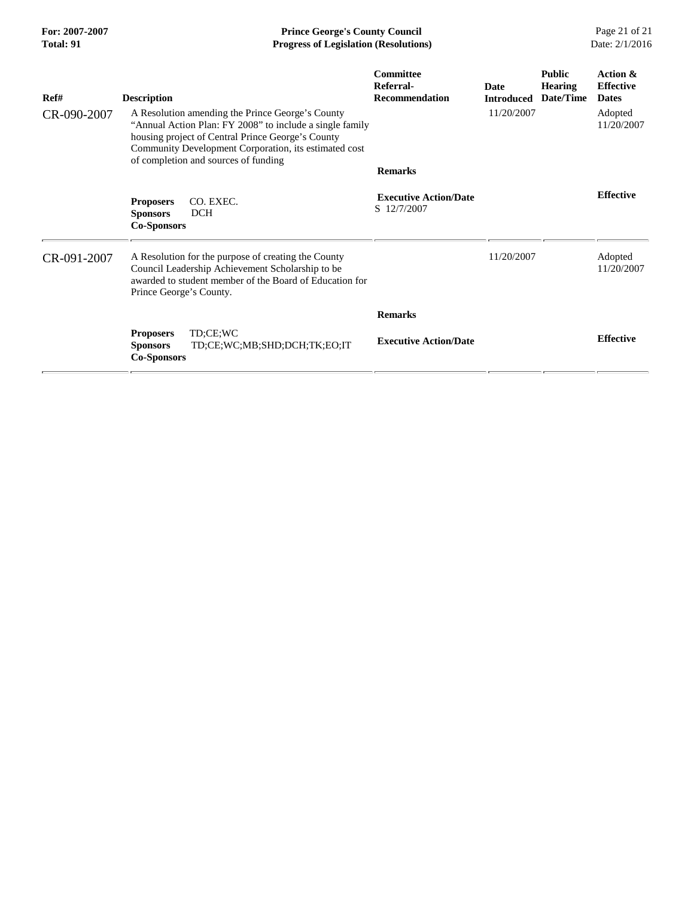| Ref# | Description | Committee Referral-Recommendation | Date Introduced | Public Hearing Date/Time | Action & Effective Dates |
|---|---|---|---|---|---|
| CR-090-2007 | A Resolution amending the Prince George's County "Annual Action Plan: FY 2008" to include a single family housing project of Central Prince George's County Community Development Corporation, its estimated cost of completion and sources of funding | | 11/20/2007 | | Adopted 11/20/2007 |
| | | **Remarks** | | | |
| | **Proposers** CO. EXEC. **Sponsors** DCH **Co-Sponsors** | **Executive Action/Date** S 12/7/2007 | | | **Effective** |
| CR-091-2007 | A Resolution for the purpose of creating the County Council Leadership Achievement Scholarship to be awarded to student member of the Board of Education for Prince George's County. | | 11/20/2007 | | Adopted 11/20/2007 |
| | | **Remarks** | | | |
| | **Proposers** TD;CE;WC **Sponsors** TD;CE;WC;MB;SHD;DCH;TK;EO;IT **Co-Sponsors** | **Executive Action/Date** | | | **Effective** |